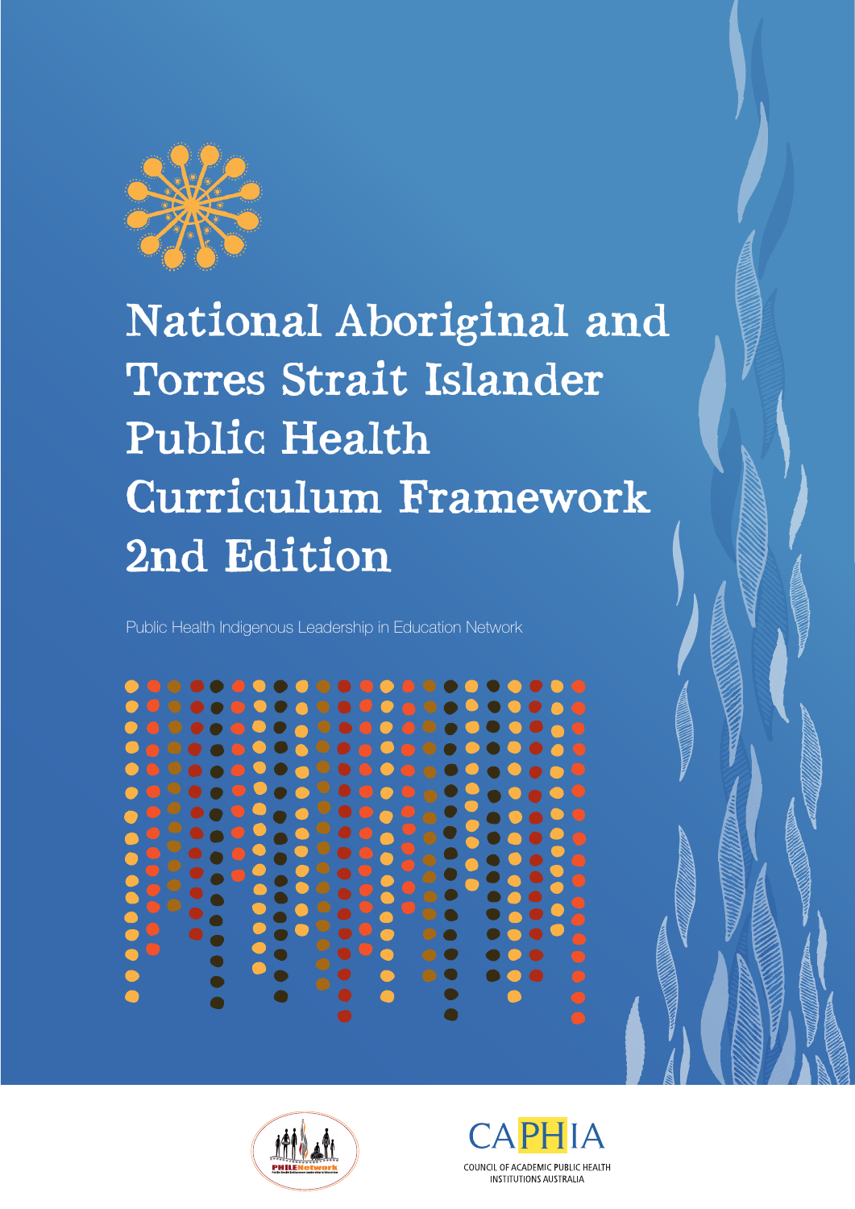# National Aboriginal and Torres Strait Islander Public Health Curriculum Framework 2nd Edition

Public Health Indigenous Leadership in Education Network

PHILE Network

CAPHIA

COUNCIL OF ACADEMIC PUBLIC HEALTH INSTITUTIONS AUSTRALIA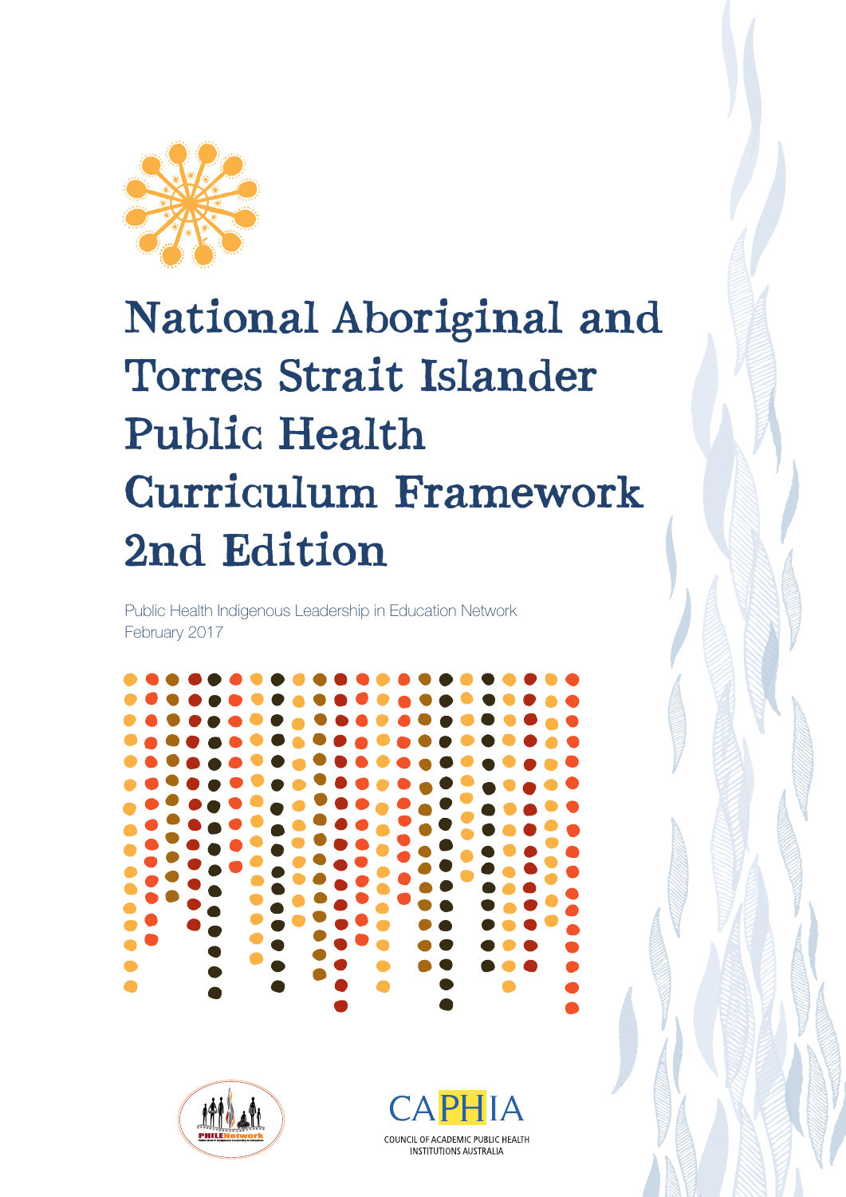# National Aboriginal and Torres Strait Islander Public Health Curriculum Framework 2nd Edition

Public Health Indigenous Leadership in Education Network
February 2017

COUNCIL OF ACADEMIC PUBLIC HEALTH INSTITUTIONS AUSTRALIA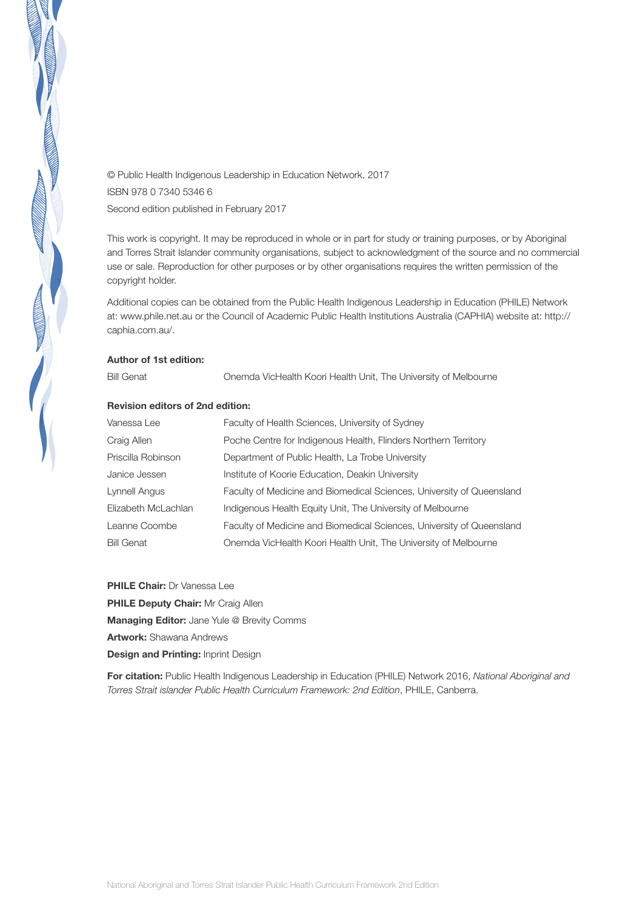© Public Health Indigenous Leadership in Education Network, 2017

ISBN 978 0 7340 5346 6

Second edition published in February 2017

This work is copyright. It may be reproduced in whole or in part for study or training purposes, or by Aboriginal and Torres Strait Islander community organisations, subject to acknowledgment of the source and no commercial use or sale. Reproduction for other purposes or by other organisations requires the written permission of the copyright holder.

Additional copies can be obtained from the Public Health Indigenous Leadership in Education (PHILE) Network at: www.phile.net.au or the Council of Academic Public Health Institutions Australia (CAPHIA) website at: http://caphia.com.au/.

**Author of 1st edition:**

| | |
|---|---|
| Bill Genat | Onemda VicHealth Koori Health Unit, The University of Melbourne |

**Revision editors of 2nd edition:**

| | |
|---|---|
| Vanessa Lee | Faculty of Health Sciences, University of Sydney |
| Craig Allen | Poche Centre for Indigenous Health, Flinders Northern Territory |
| Priscilla Robinson | Department of Public Health, La Trobe University |
| Janice Jessen | Institute of Koorie Education, Deakin University |
| Lynnell Angus | Faculty of Medicine and Biomedical Sciences, University of Queensland |
| Elizabeth McLachlan | Indigenous Health Equity Unit, The University of Melbourne |
| Leanne Coombe | Faculty of Medicine and Biomedical Sciences, University of Queensland |
| Bill Genat | Onemda VicHealth Koori Health Unit, The University of Melbourne |

**PHILE Chair:** Dr Vanessa Lee

**PHILE Deputy Chair:** Mr Craig Allen

**Managing Editor:** Jane Yule @ Brevity Comms

**Artwork:** Shawana Andrews

**Design and Printing:** Inprint Design

**For citation:** Public Health Indigenous Leadership in Education (PHILE) Network 2016, *National Aboriginal and Torres Strait islander Public Health Curriculum Framework: 2nd Edition*, PHILE, Canberra.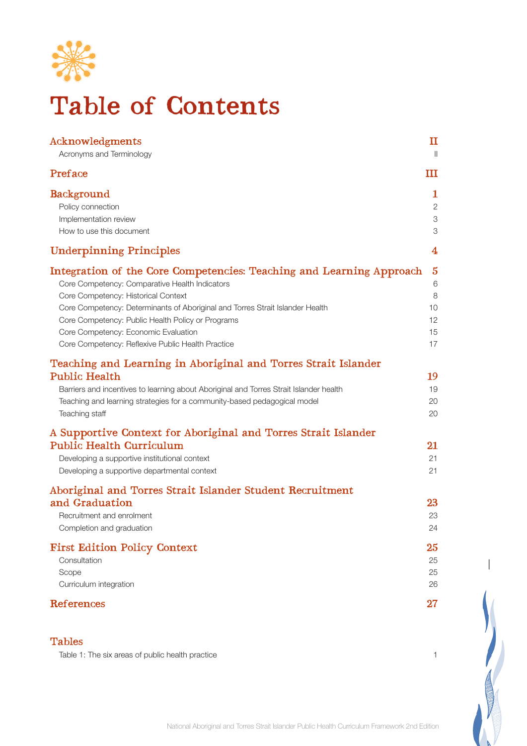# Table of Contents

| | |
|---|---|
| **Acknowledgments** | **II** |
| Acronyms and Terminology | II |
| **Preface** | **III** |
| **Background** | **1** |
| Policy connection | 2 |
| Implementation review | 3 |
| How to use this document | 3 |
| **Underpinning Principles** | **4** |
| **Integration of the Core Competencies: Teaching and Learning Approach** | **5** |
| Core Competency: Comparative Health Indicators | 6 |
| Core Competency: Historical Context | 8 |
| Core Competency: Determinants of Aboriginal and Torres Strait Islander Health | 10 |
| Core Competency: Public Health Policy or Programs | 12 |
| Core Competency: Economic Evaluation | 15 |
| Core Competency: Reflexive Public Health Practice | 17 |
| **Teaching and Learning in Aboriginal and Torres Strait Islander Public Health** | **19** |
| Barriers and incentives to learning about Aboriginal and Torres Strait Islander health | 19 |
| Teaching and learning strategies for a community-based pedagogical model | 20 |
| Teaching staff | 20 |
| **A Supportive Context for Aboriginal and Torres Strait Islander Public Health Curriculum** | **21** |
| Developing a supportive institutional context | 21 |
| Developing a supportive departmental context | 21 |
| **Aboriginal and Torres Strait Islander Student Recruitment and Graduation** | **23** |
| Recruitment and enrolment | 23 |
| Completion and graduation | 24 |
| **First Edition Policy Context** | **25** |
| Consultation | 25 |
| Scope | 25 |
| Curriculum integration | 26 |
| **References** | **27** |

## Tables

| | |
|---|---|
| Table 1: The six areas of public health practice | 1 |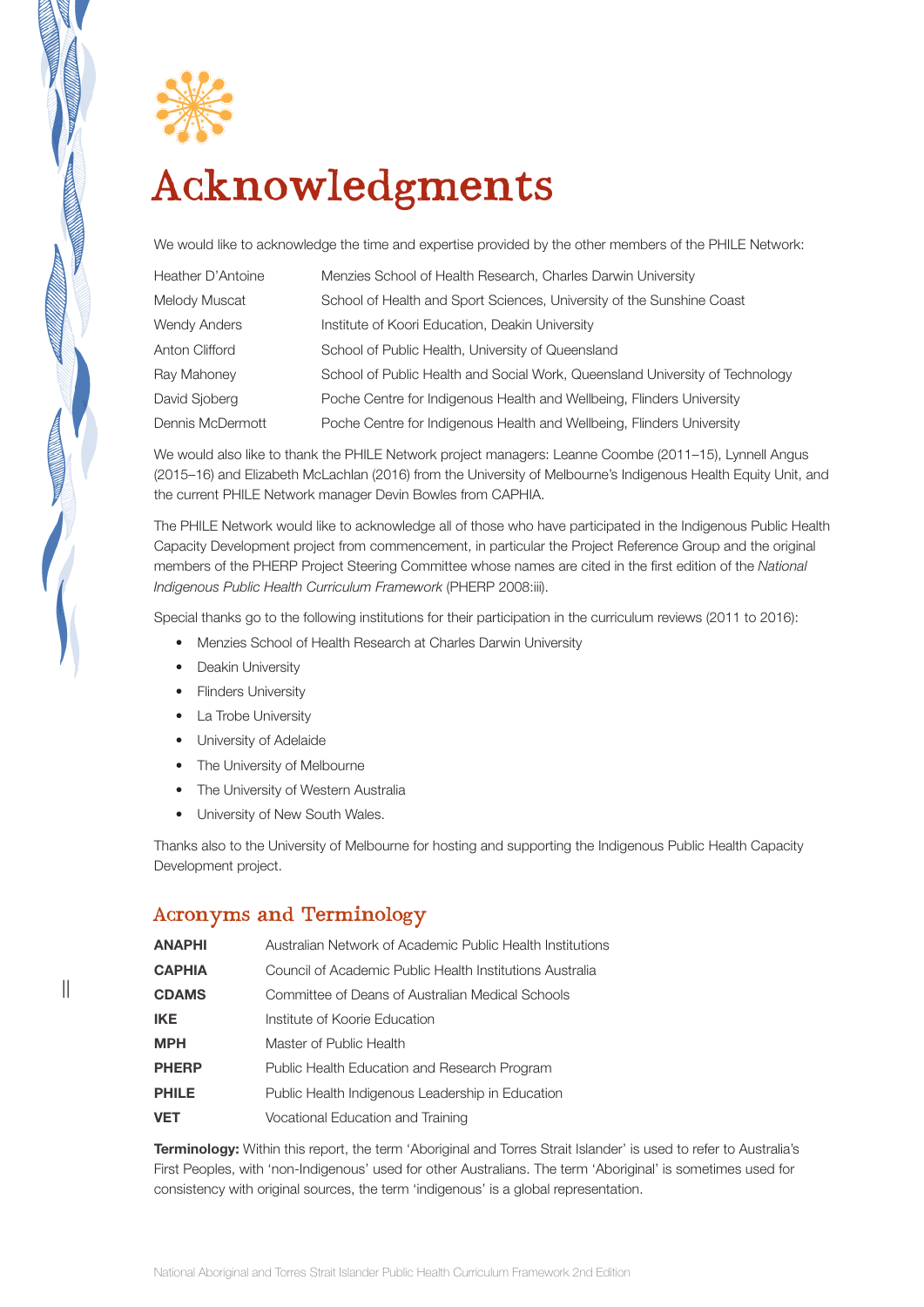# Acknowledgments

We would like to acknowledge the time and expertise provided by the other members of the PHILE Network:

| | |
|---|---|
| Heather D'Antoine | Menzies School of Health Research, Charles Darwin University |
| Melody Muscat | School of Health and Sport Sciences, University of the Sunshine Coast |
| Wendy Anders | Institute of Koori Education, Deakin University |
| Anton Clifford | School of Public Health, University of Queensland |
| Ray Mahoney | School of Public Health and Social Work, Queensland University of Technology |
| David Sjoberg | Poche Centre for Indigenous Health and Wellbeing, Flinders University |
| Dennis McDermott | Poche Centre for Indigenous Health and Wellbeing, Flinders University |

We would also like to thank the PHILE Network project managers: Leanne Coombe (2011–15), Lynnell Angus (2015–16) and Elizabeth McLachlan (2016) from the University of Melbourne's Indigenous Health Equity Unit, and the current PHILE Network manager Devin Bowles from CAPHIA.

The PHILE Network would like to acknowledge all of those who have participated in the Indigenous Public Health Capacity Development project from commencement, in particular the Project Reference Group and the original members of the PHERP Project Steering Committee whose names are cited in the first edition of the *National Indigenous Public Health Curriculum Framework* (PHERP 2008:iii).

Special thanks go to the following institutions for their participation in the curriculum reviews (2011 to 2016):

- Menzies School of Health Research at Charles Darwin University
- Deakin University
- Flinders University
- La Trobe University
- University of Adelaide
- The University of Melbourne
- The University of Western Australia
- University of New South Wales.

Thanks also to the University of Melbourne for hosting and supporting the Indigenous Public Health Capacity Development project.

## Acronyms and Terminology

| | |
|---|---|
| **ANAPHI** | Australian Network of Academic Public Health Institutions |
| **CAPHIA** | Council of Academic Public Health Institutions Australia |
| **CDAMS** | Committee of Deans of Australian Medical Schools |
| **IKE** | Institute of Koorie Education |
| **MPH** | Master of Public Health |
| **PHERP** | Public Health Education and Research Program |
| **PHILE** | Public Health Indigenous Leadership in Education |
| **VET** | Vocational Education and Training |

**Terminology:** Within this report, the term 'Aboriginal and Torres Strait Islander' is used to refer to Australia's First Peoples, with 'non-Indigenous' used for other Australians. The term 'Aboriginal' is sometimes used for consistency with original sources, the term 'indigenous' is a global representation.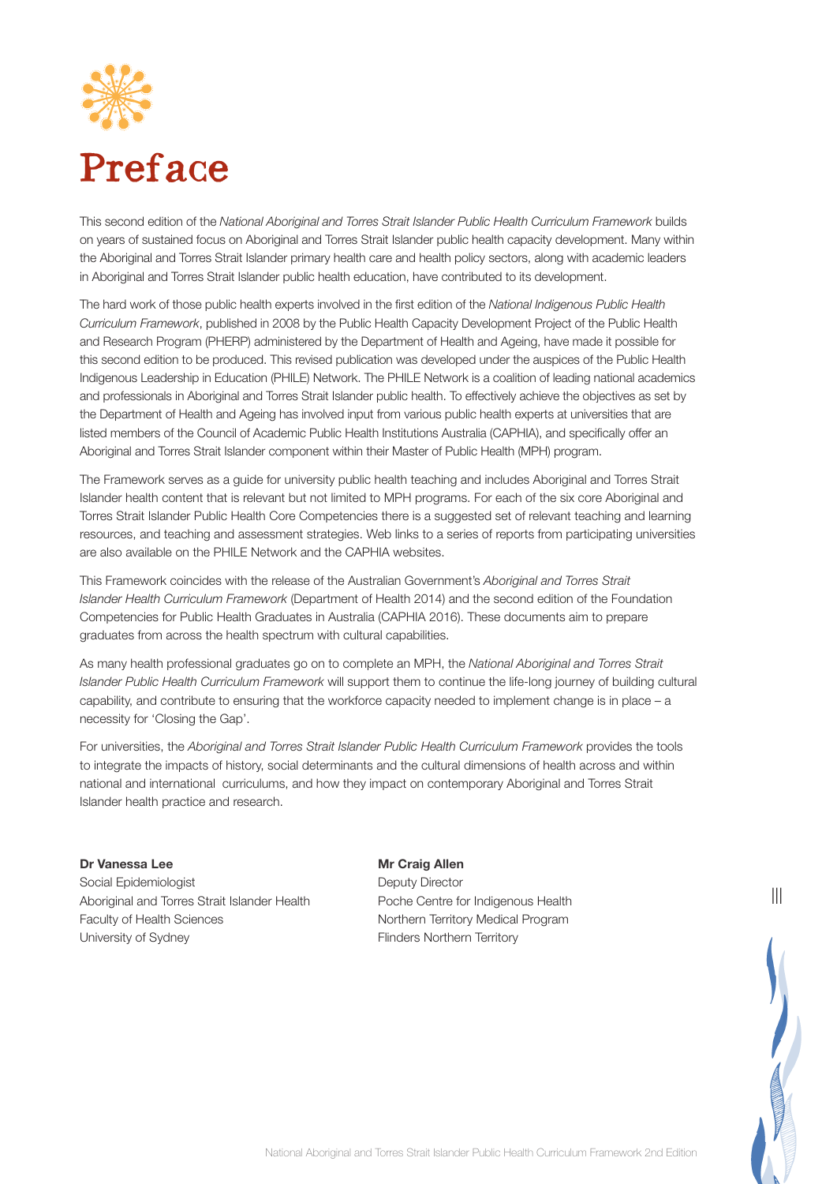# Preface

This second edition of the *National Aboriginal and Torres Strait Islander Public Health Curriculum Framework* builds on years of sustained focus on Aboriginal and Torres Strait Islander public health capacity development. Many within the Aboriginal and Torres Strait Islander primary health care and health policy sectors, along with academic leaders in Aboriginal and Torres Strait Islander public health education, have contributed to its development.

The hard work of those public health experts involved in the first edition of the *National Indigenous Public Health Curriculum Framework*, published in 2008 by the Public Health Capacity Development Project of the Public Health and Research Program (PHERP) administered by the Department of Health and Ageing, have made it possible for this second edition to be produced. This revised publication was developed under the auspices of the Public Health Indigenous Leadership in Education (PHILE) Network. The PHILE Network is a coalition of leading national academics and professionals in Aboriginal and Torres Strait Islander public health. To effectively achieve the objectives as set by the Department of Health and Ageing has involved input from various public health experts at universities that are listed members of the Council of Academic Public Health Institutions Australia (CAPHIA), and specifically offer an Aboriginal and Torres Strait Islander component within their Master of Public Health (MPH) program.

The Framework serves as a guide for university public health teaching and includes Aboriginal and Torres Strait Islander health content that is relevant but not limited to MPH programs. For each of the six core Aboriginal and Torres Strait Islander Public Health Core Competencies there is a suggested set of relevant teaching and learning resources, and teaching and assessment strategies. Web links to a series of reports from participating universities are also available on the PHILE Network and the CAPHIA websites.

This Framework coincides with the release of the Australian Government's *Aboriginal and Torres Strait Islander Health Curriculum Framework* (Department of Health 2014) and the second edition of the Foundation Competencies for Public Health Graduates in Australia (CAPHIA 2016). These documents aim to prepare graduates from across the health spectrum with cultural capabilities.

As many health professional graduates go on to complete an MPH, the *National Aboriginal and Torres Strait Islander Public Health Curriculum Framework* will support them to continue the life-long journey of building cultural capability, and contribute to ensuring that the workforce capacity needed to implement change is in place – a necessity for 'Closing the Gap'.

For universities, the *Aboriginal and Torres Strait Islander Public Health Curriculum Framework* provides the tools to integrate the impacts of history, social determinants and the cultural dimensions of health across and within national and international curriculums, and how they impact on contemporary Aboriginal and Torres Strait Islander health practice and research.

**Dr Vanessa Lee**
Social Epidemiologist
Aboriginal and Torres Strait Islander Health
Faculty of Health Sciences
University of Sydney

**Mr Craig Allen**
Deputy Director
Poche Centre for Indigenous Health
Northern Territory Medical Program
Flinders Northern Territory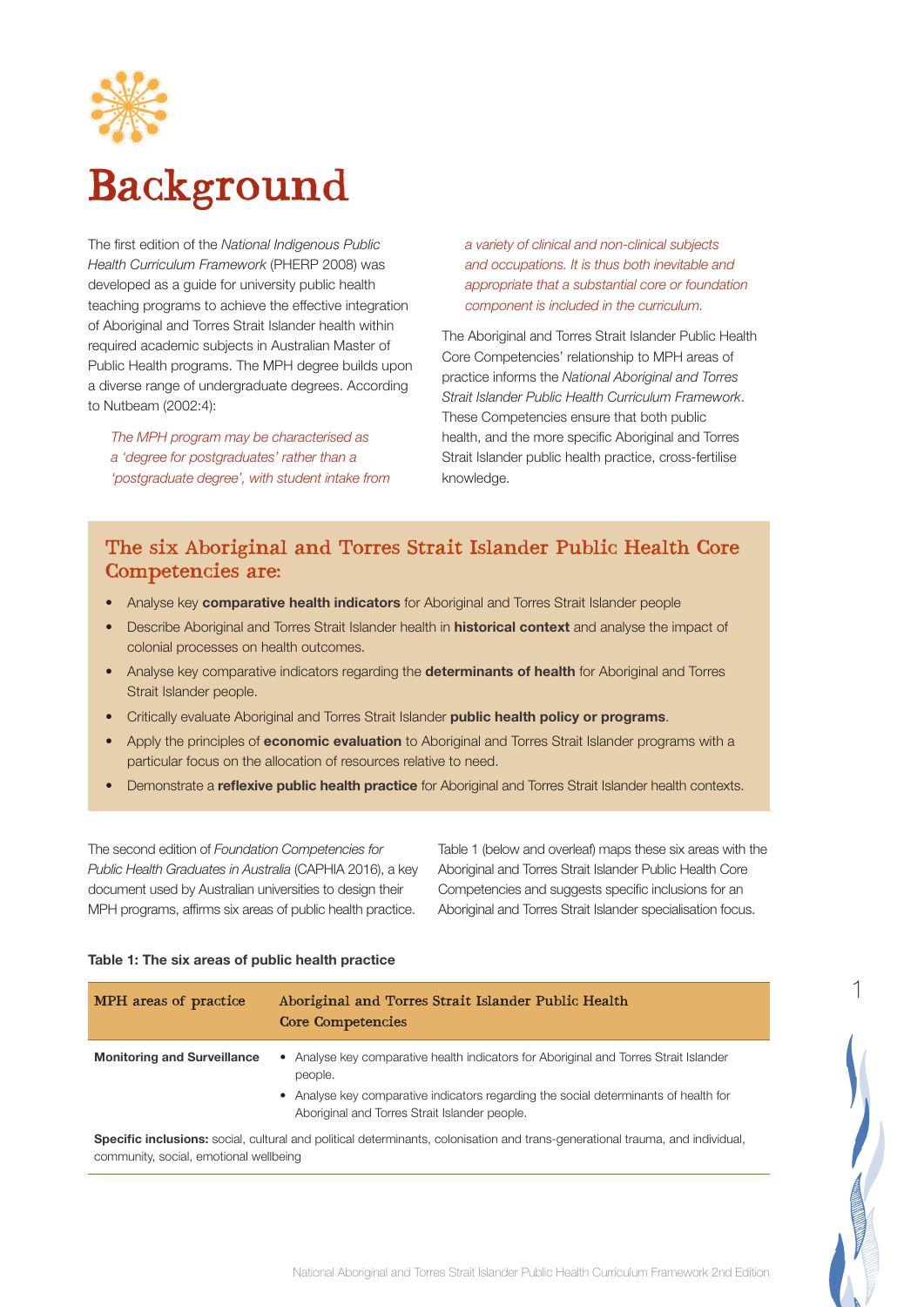# Background

The first edition of the *National Indigenous Public Health Curriculum Framework* (PHERP 2008) was developed as a guide for university public health teaching programs to achieve the effective integration of Aboriginal and Torres Strait Islander health within required academic subjects in Australian Master of Public Health programs. The MPH degree builds upon a diverse range of undergraduate degrees. According to Nutbeam (2002:4):

> *The MPH program may be characterised as a 'degree for postgraduates' rather than a 'postgraduate degree', with student intake from a variety of clinical and non-clinical subjects and occupations. It is thus both inevitable and appropriate that a substantial core or foundation component is included in the curriculum.*

The Aboriginal and Torres Strait Islander Public Health Core Competencies' relationship to MPH areas of practice informs the *National Aboriginal and Torres Strait Islander Public Health Curriculum Framework*. These Competencies ensure that both public health, and the more specific Aboriginal and Torres Strait Islander public health practice, cross-fertilise knowledge.

## The six Aboriginal and Torres Strait Islander Public Health Core Competencies are:

- Analyse key **comparative health indicators** for Aboriginal and Torres Strait Islander people
- Describe Aboriginal and Torres Strait Islander health in **historical context** and analyse the impact of colonial processes on health outcomes.
- Analyse key comparative indicators regarding the **determinants of health** for Aboriginal and Torres Strait Islander people.
- Critically evaluate Aboriginal and Torres Strait Islander **public health policy or programs**.
- Apply the principles of **economic evaluation** to Aboriginal and Torres Strait Islander programs with a particular focus on the allocation of resources relative to need.
- Demonstrate a **reflexive public health practice** for Aboriginal and Torres Strait Islander health contexts.

The second edition of *Foundation Competencies for Public Health Graduates in Australia* (CAPHIA 2016), a key document used by Australian universities to design their MPH programs, affirms six areas of public health practice.

Table 1 (below and overleaf) maps these six areas with the Aboriginal and Torres Strait Islander Public Health Core Competencies and suggests specific inclusions for an Aboriginal and Torres Strait Islander specialisation focus.

**Table 1: The six areas of public health practice**

| MPH areas of practice | Aboriginal and Torres Strait Islander Public Health Core Competencies |
|---|---|
| **Monitoring and Surveillance** | • Analyse key comparative health indicators for Aboriginal and Torres Strait Islander people.<br>• Analyse key comparative indicators regarding the social determinants of health for Aboriginal and Torres Strait Islander people. |
| **Specific inclusions:** social, cultural and political determinants, colonisation and trans-generational trauma, and individual, community, social, emotional wellbeing | |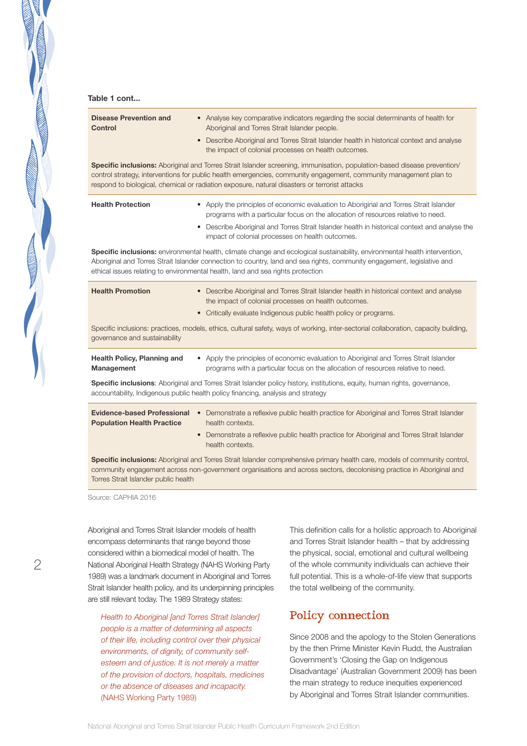**Table 1 cont...**

| | |
|---|---|
| **Disease Prevention and Control** | • Analyse key comparative indicators regarding the social determinants of health for Aboriginal and Torres Strait Islander people. <br> • Describe Aboriginal and Torres Strait Islander health in historical context and analyse the impact of colonial processes on health outcomes. |
| **Specific inclusions:** Aboriginal and Torres Strait Islander screening, immunisation, population-based disease prevention/control strategy, interventions for public health emergencies, community engagement, community management plan to respond to biological, chemical or radiation exposure, natural disasters or terrorist attacks | |
| **Health Protection** | • Apply the principles of economic evaluation to Aboriginal and Torres Strait Islander programs with a particular focus on the allocation of resources relative to need. <br> • Describe Aboriginal and Torres Strait Islander health in historical context and analyse the impact of colonial processes on health outcomes. |
| **Specific inclusions:** environmental health, climate change and ecological sustainability, environmental health intervention, Aboriginal and Torres Strait Islander connection to country, land and sea rights, community engagement, legislative and ethical issues relating to environmental health, land and sea rights protection | |
| **Health Promotion** | • Describe Aboriginal and Torres Strait Islander health in historical context and analyse the impact of colonial processes on health outcomes. <br> • Critically evaluate Indigenous public health policy or programs. |
| Specific inclusions: practices, models, ethics, cultural safety, ways of working, inter-sectorial collaboration, capacity building, governance and sustainability | |
| **Health Policy, Planning and Management** | • Apply the principles of economic evaluation to Aboriginal and Torres Strait Islander programs with a particular focus on the allocation of resources relative to need. |
| **Specific inclusions**: Aboriginal and Torres Strait Islander policy history, institutions, equity, human rights, governance, accountability, Indigenous public health policy financing, analysis and strategy | |
| **Evidence-based Professional Population Health Practice** | • Demonstrate a reflexive public health practice for Aboriginal and Torres Strait Islander health contexts. <br> • Demonstrate a reflexive public health practice for Aboriginal and Torres Strait Islander health contexts. |
| **Specific inclusions:** Aboriginal and Torres Strait Islander comprehensive primary health care, models of community control, community engagement across non-government organisations and across sectors, decolonising practice in Aboriginal and Torres Strait Islander public health | |

Source: CAPHIA 2016

Aboriginal and Torres Strait Islander models of health encompass determinants that range beyond those considered within a biomedical model of health. The National Aboriginal Health Strategy (NAHS Working Party 1989) was a landmark document in Aboriginal and Torres Strait Islander health policy, and its underpinning principles are still relevant today. The 1989 Strategy states:

> *Health to Aboriginal [and Torres Strait Islander] people is a matter of determining all aspects of their life, including control over their physical environments, of dignity, of community self-esteem and of justice. It is not merely a matter of the provision of doctors, hospitals, medicines or the absence of diseases and incapacity.* (NAHS Working Party 1989)

This definition calls for a holistic approach to Aboriginal and Torres Strait Islander health – that by addressing the physical, social, emotional and cultural wellbeing of the whole community individuals can achieve their full potential. This is a whole-of-life view that supports the total wellbeing of the community.

## Policy connection

Since 2008 and the apology to the Stolen Generations by the then Prime Minister Kevin Rudd, the Australian Government's 'Closing the Gap on Indigenous Disadvantage' (Australian Government 2009) has been the main strategy to reduce inequities experienced by Aboriginal and Torres Strait Islander communities.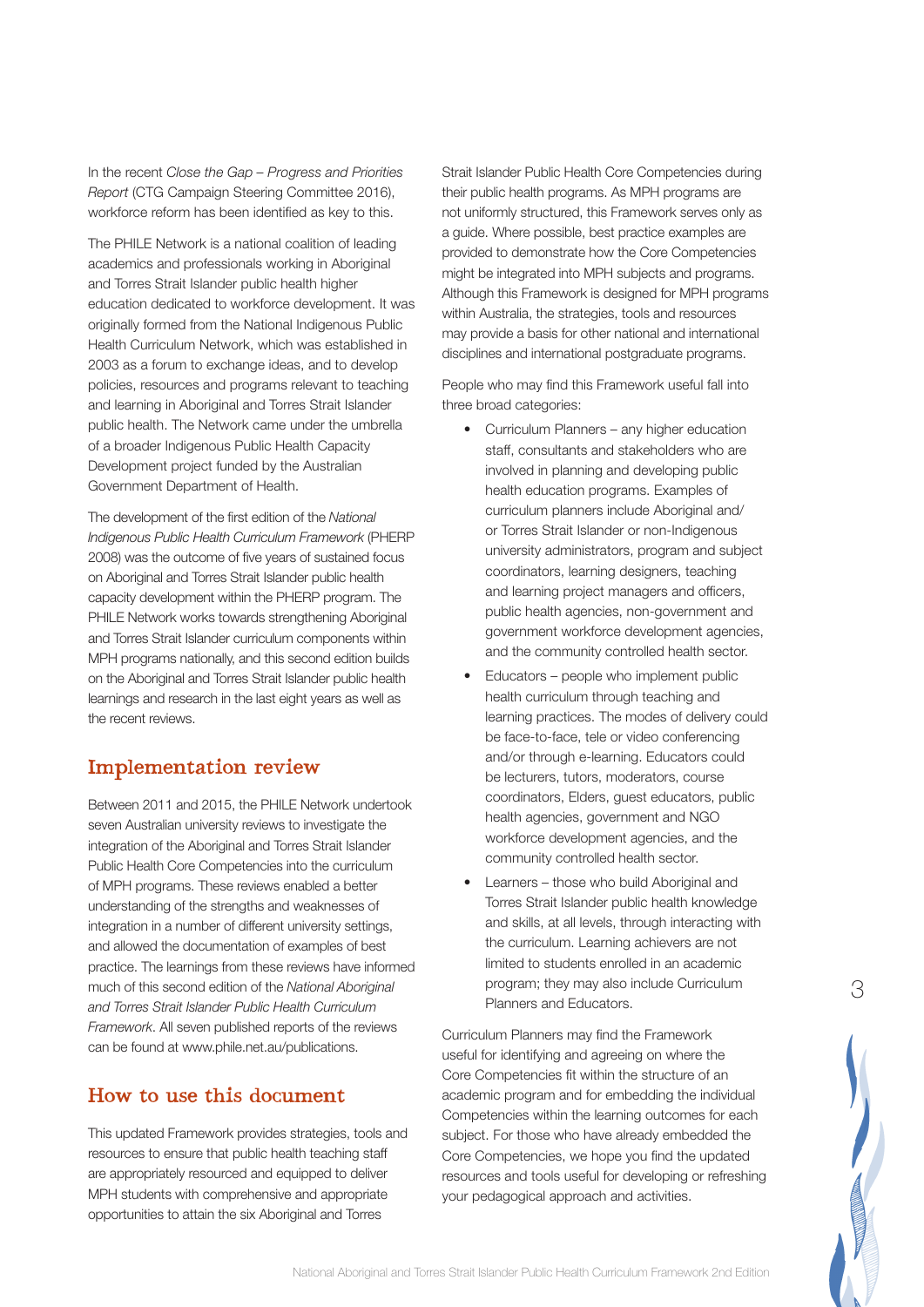In the recent *Close the Gap – Progress and Priorities Report* (CTG Campaign Steering Committee 2016), workforce reform has been identified as key to this.

The PHILE Network is a national coalition of leading academics and professionals working in Aboriginal and Torres Strait Islander public health higher education dedicated to workforce development. It was originally formed from the National Indigenous Public Health Curriculum Network, which was established in 2003 as a forum to exchange ideas, and to develop policies, resources and programs relevant to teaching and learning in Aboriginal and Torres Strait Islander public health. The Network came under the umbrella of a broader Indigenous Public Health Capacity Development project funded by the Australian Government Department of Health.

The development of the first edition of the *National Indigenous Public Health Curriculum Framework* (PHERP 2008) was the outcome of five years of sustained focus on Aboriginal and Torres Strait Islander public health capacity development within the PHERP program. The PHILE Network works towards strengthening Aboriginal and Torres Strait Islander curriculum components within MPH programs nationally, and this second edition builds on the Aboriginal and Torres Strait Islander public health learnings and research in the last eight years as well as the recent reviews.

## Implementation review

Between 2011 and 2015, the PHILE Network undertook seven Australian university reviews to investigate the integration of the Aboriginal and Torres Strait Islander Public Health Core Competencies into the curriculum of MPH programs. These reviews enabled a better understanding of the strengths and weaknesses of integration in a number of different university settings, and allowed the documentation of examples of best practice. The learnings from these reviews have informed much of this second edition of the *National Aboriginal and Torres Strait Islander Public Health Curriculum Framework*. All seven published reports of the reviews can be found at www.phile.net.au/publications.

## How to use this document

This updated Framework provides strategies, tools and resources to ensure that public health teaching staff are appropriately resourced and equipped to deliver MPH students with comprehensive and appropriate opportunities to attain the six Aboriginal and Torres Strait Islander Public Health Core Competencies during their public health programs. As MPH programs are not uniformly structured, this Framework serves only as a guide. Where possible, best practice examples are provided to demonstrate how the Core Competencies might be integrated into MPH subjects and programs. Although this Framework is designed for MPH programs within Australia, the strategies, tools and resources may provide a basis for other national and international disciplines and international postgraduate programs.

People who may find this Framework useful fall into three broad categories:

- Curriculum Planners – any higher education staff, consultants and stakeholders who are involved in planning and developing public health education programs. Examples of curriculum planners include Aboriginal and/or Torres Strait Islander or non-Indigenous university administrators, program and subject coordinators, learning designers, teaching and learning project managers and officers, public health agencies, non-government and government workforce development agencies, and the community controlled health sector.
- Educators – people who implement public health curriculum through teaching and learning practices. The modes of delivery could be face-to-face, tele or video conferencing and/or through e-learning. Educators could be lecturers, tutors, moderators, course coordinators, Elders, guest educators, public health agencies, government and NGO workforce development agencies, and the community controlled health sector.
- Learners – those who build Aboriginal and Torres Strait Islander public health knowledge and skills, at all levels, through interacting with the curriculum. Learning achievers are not limited to students enrolled in an academic program; they may also include Curriculum Planners and Educators.

Curriculum Planners may find the Framework useful for identifying and agreeing on where the Core Competencies fit within the structure of an academic program and for embedding the individual Competencies within the learning outcomes for each subject. For those who have already embedded the Core Competencies, we hope you find the updated resources and tools useful for developing or refreshing your pedagogical approach and activities.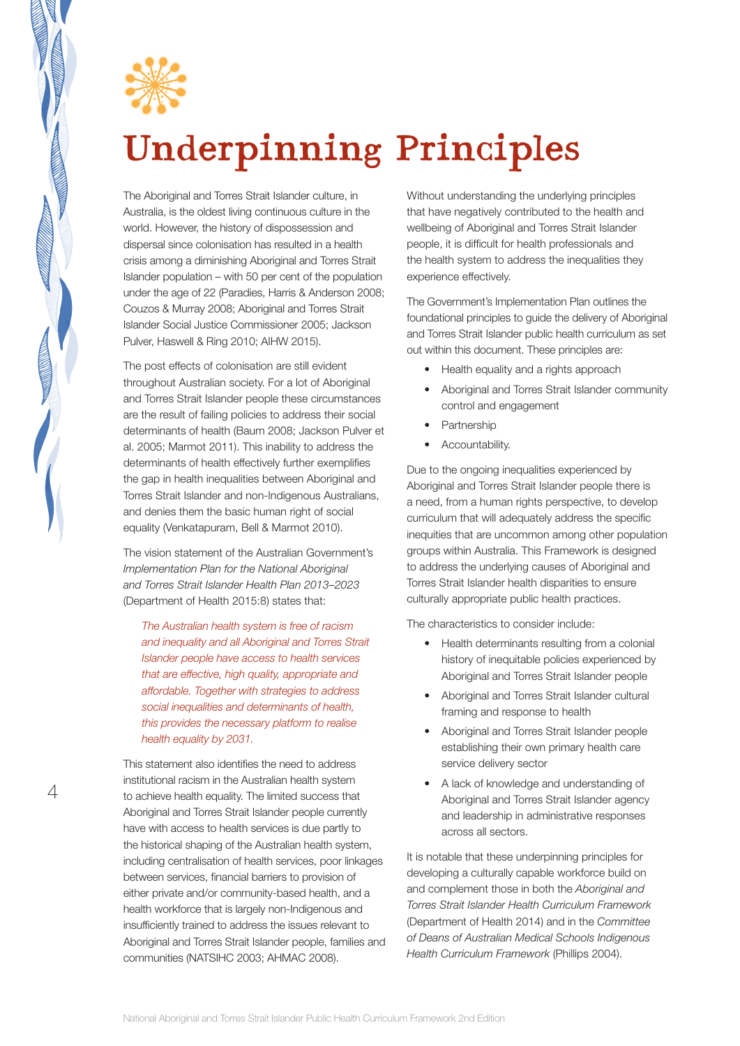# Underpinning Principles

The Aboriginal and Torres Strait Islander culture, in Australia, is the oldest living continuous culture in the world. However, the history of dispossession and dispersal since colonisation has resulted in a health crisis among a diminishing Aboriginal and Torres Strait Islander population – with 50 per cent of the population under the age of 22 (Paradies, Harris & Anderson 2008; Couzos & Murray 2008; Aboriginal and Torres Strait Islander Social Justice Commissioner 2005; Jackson Pulver, Haswell & Ring 2010; AIHW 2015).

The post effects of colonisation are still evident throughout Australian society. For a lot of Aboriginal and Torres Strait Islander people these circumstances are the result of failing policies to address their social determinants of health (Baum 2008; Jackson Pulver et al. 2005; Marmot 2011). This inability to address the determinants of health effectively further exemplifies the gap in health inequalities between Aboriginal and Torres Strait Islander and non-Indigenous Australians, and denies them the basic human right of social equality (Venkatapuram, Bell & Marmot 2010).

The vision statement of the Australian Government's *Implementation Plan for the National Aboriginal and Torres Strait Islander Health Plan 2013–2023* (Department of Health 2015:8) states that:

> *The Australian health system is free of racism and inequality and all Aboriginal and Torres Strait Islander people have access to health services that are effective, high quality, appropriate and affordable. Together with strategies to address social inequalities and determinants of health, this provides the necessary platform to realise health equality by 2031.*

This statement also identifies the need to address institutional racism in the Australian health system to achieve health equality. The limited success that Aboriginal and Torres Strait Islander people currently have with access to health services is due partly to the historical shaping of the Australian health system, including centralisation of health services, poor linkages between services, financial barriers to provision of either private and/or community-based health, and a health workforce that is largely non-Indigenous and insufficiently trained to address the issues relevant to Aboriginal and Torres Strait Islander people, families and communities (NATSIHC 2003; AHMAC 2008).

Without understanding the underlying principles that have negatively contributed to the health and wellbeing of Aboriginal and Torres Strait Islander people, it is difficult for health professionals and the health system to address the inequalities they experience effectively.

The Government's Implementation Plan outlines the foundational principles to guide the delivery of Aboriginal and Torres Strait Islander public health curriculum as set out within this document. These principles are:

- Health equality and a rights approach
- Aboriginal and Torres Strait Islander community control and engagement
- Partnership
- Accountability.

Due to the ongoing inequalities experienced by Aboriginal and Torres Strait Islander people there is a need, from a human rights perspective, to develop curriculum that will adequately address the specific inequities that are uncommon among other population groups within Australia. This Framework is designed to address the underlying causes of Aboriginal and Torres Strait Islander health disparities to ensure culturally appropriate public health practices.

The characteristics to consider include:

- Health determinants resulting from a colonial history of inequitable policies experienced by Aboriginal and Torres Strait Islander people
- Aboriginal and Torres Strait Islander cultural framing and response to health
- Aboriginal and Torres Strait Islander people establishing their own primary health care service delivery sector
- A lack of knowledge and understanding of Aboriginal and Torres Strait Islander agency and leadership in administrative responses across all sectors.

It is notable that these underpinning principles for developing a culturally capable workforce build on and complement those in both the *Aboriginal and Torres Strait Islander Health Curriculum Framework* (Department of Health 2014) and in the *Committee of Deans of Australian Medical Schools Indigenous Health Curriculum Framework* (Phillips 2004).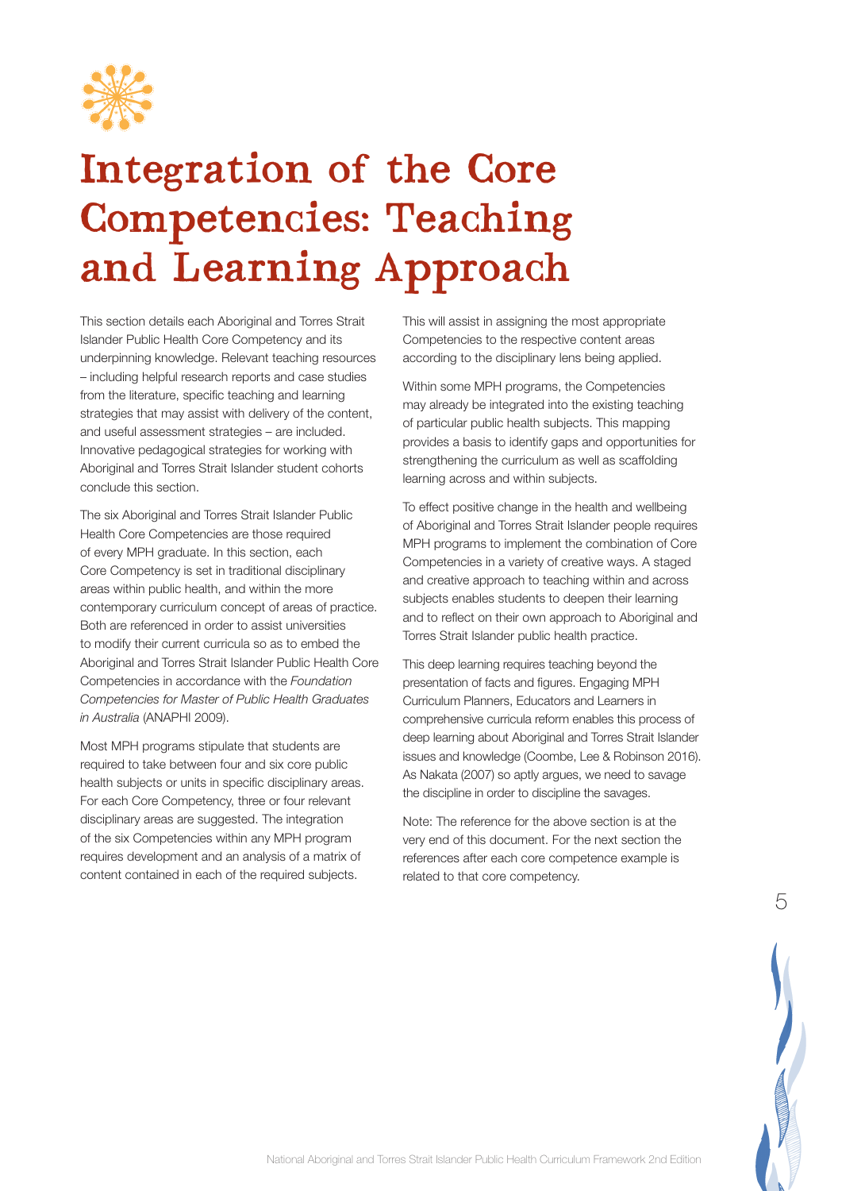# Integration of the Core Competencies: Teaching and Learning Approach

This section details each Aboriginal and Torres Strait Islander Public Health Core Competency and its underpinning knowledge. Relevant teaching resources – including helpful research reports and case studies from the literature, specific teaching and learning strategies that may assist with delivery of the content, and useful assessment strategies – are included. Innovative pedagogical strategies for working with Aboriginal and Torres Strait Islander student cohorts conclude this section.

The six Aboriginal and Torres Strait Islander Public Health Core Competencies are those required of every MPH graduate. In this section, each Core Competency is set in traditional disciplinary areas within public health, and within the more contemporary curriculum concept of areas of practice. Both are referenced in order to assist universities to modify their current curricula so as to embed the Aboriginal and Torres Strait Islander Public Health Core Competencies in accordance with the *Foundation Competencies for Master of Public Health Graduates in Australia* (ANAPHI 2009).

Most MPH programs stipulate that students are required to take between four and six core public health subjects or units in specific disciplinary areas. For each Core Competency, three or four relevant disciplinary areas are suggested. The integration of the six Competencies within any MPH program requires development and an analysis of a matrix of content contained in each of the required subjects. This will assist in assigning the most appropriate Competencies to the respective content areas according to the disciplinary lens being applied.

Within some MPH programs, the Competencies may already be integrated into the existing teaching of particular public health subjects. This mapping provides a basis to identify gaps and opportunities for strengthening the curriculum as well as scaffolding learning across and within subjects.

To effect positive change in the health and wellbeing of Aboriginal and Torres Strait Islander people requires MPH programs to implement the combination of Core Competencies in a variety of creative ways. A staged and creative approach to teaching within and across subjects enables students to deepen their learning and to reflect on their own approach to Aboriginal and Torres Strait Islander public health practice.

This deep learning requires teaching beyond the presentation of facts and figures. Engaging MPH Curriculum Planners, Educators and Learners in comprehensive curricula reform enables this process of deep learning about Aboriginal and Torres Strait Islander issues and knowledge (Coombe, Lee & Robinson 2016). As Nakata (2007) so aptly argues, we need to savage the discipline in order to discipline the savages.

Note: The reference for the above section is at the very end of this document. For the next section the references after each core competence example is related to that core competency.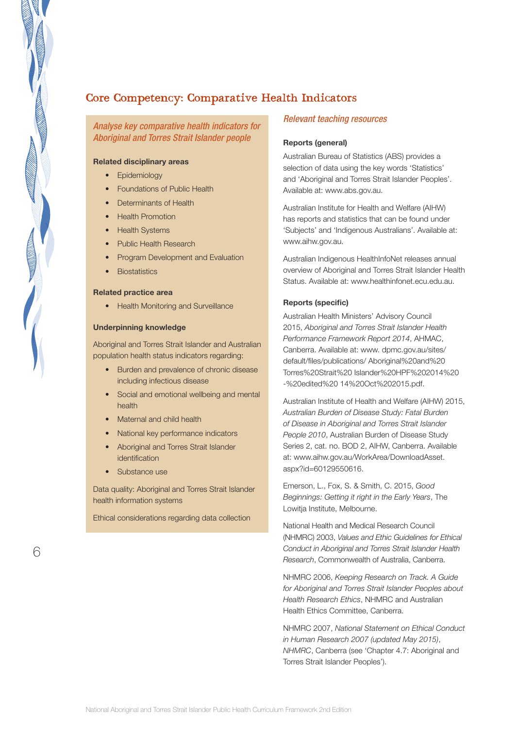## Core Competency: Comparative Health Indicators

*Analyse key comparative health indicators for Aboriginal and Torres Strait Islander people*

**Related disciplinary areas**

- Epidemiology
- Foundations of Public Health
- Determinants of Health
- Health Promotion
- Health Systems
- Public Health Research
- Program Development and Evaluation
- Biostatistics

**Related practice area**

- Health Monitoring and Surveillance

**Underpinning knowledge**

Aboriginal and Torres Strait Islander and Australian population health status indicators regarding:

- Burden and prevalence of chronic disease including infectious disease
- Social and emotional wellbeing and mental health
- Maternal and child health
- National key performance indicators
- Aboriginal and Torres Strait Islander identification
- Substance use

Data quality: Aboriginal and Torres Strait Islander health information systems

Ethical considerations regarding data collection

*Relevant teaching resources*

**Reports (general)**

Australian Bureau of Statistics (ABS) provides a selection of data using the key words 'Statistics' and 'Aboriginal and Torres Strait Islander Peoples'. Available at: www.abs.gov.au.

Australian Institute for Health and Welfare (AIHW) has reports and statistics that can be found under 'Subjects' and 'Indigenous Australians'. Available at: www.aihw.gov.au.

Australian Indigenous HealthInfoNet releases annual overview of Aboriginal and Torres Strait Islander Health Status. Available at: www.healthinfonet.ecu.edu.au.

**Reports (specific)**

Australian Health Ministers' Advisory Council 2015, *Aboriginal and Torres Strait Islander Health Performance Framework Report 2014*, AHMAC, Canberra. Available at: www. dpmc.gov.au/sites/default/files/publications/ Aboriginal%20and%20 Torres%20Strait%20 Islander%20HPF%202014%20 -%20edited%20 14%20Oct%202015.pdf.

Australian Institute of Health and Welfare (AIHW) 2015, *Australian Burden of Disease Study: Fatal Burden of Disease in Aboriginal and Torres Strait Islander People 2010*, Australian Burden of Disease Study Series 2, cat. no. BOD 2, AIHW, Canberra. Available at: www.aihw.gov.au/WorkArea/DownloadAsset.aspx?id=60129550616.

Emerson, L., Fox, S. & Smith, C. 2015, *Good Beginnings: Getting it right in the Early Years*, The Lowitja Institute, Melbourne.

National Health and Medical Research Council (NHMRC) 2003, *Values and Ethic Guidelines for Ethical Conduct in Aboriginal and Torres Strait Islander Health Research*, Commonwealth of Australia, Canberra.

NHMRC 2006, *Keeping Research on Track. A Guide for Aboriginal and Torres Strait Islander Peoples about Health Research Ethics*, NHMRC and Australian Health Ethics Committee, Canberra.

NHMRC 2007, *National Statement on Ethical Conduct in Human Research 2007 (updated May 2015)*, *NHMRC*, Canberra (see 'Chapter 4.7: Aboriginal and Torres Strait Islander Peoples').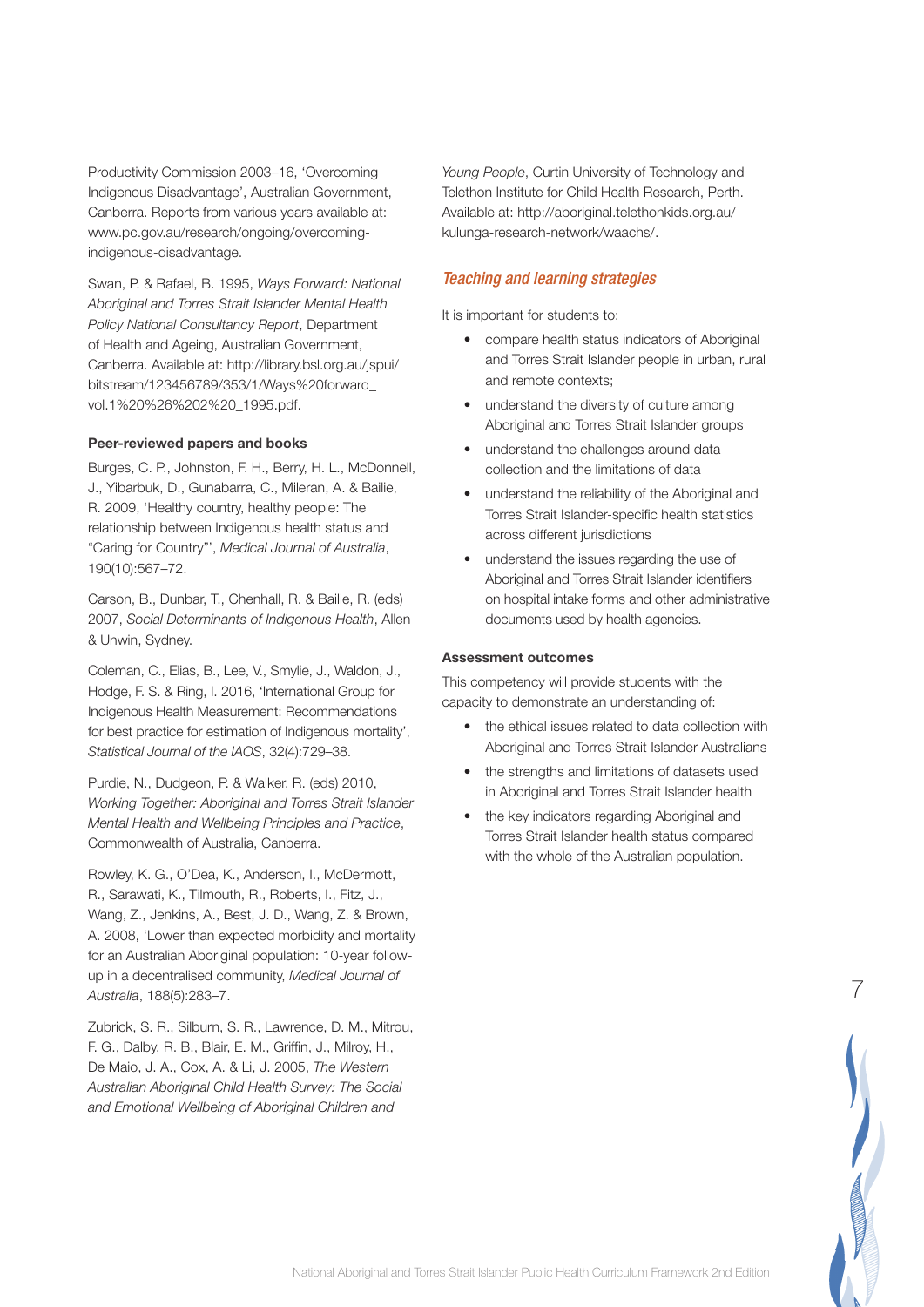Productivity Commission 2003–16, 'Overcoming Indigenous Disadvantage', Australian Government, Canberra. Reports from various years available at: www.pc.gov.au/research/ongoing/overcoming-indigenous-disadvantage.

Swan, P. & Rafael, B. 1995, *Ways Forward: National Aboriginal and Torres Strait Islander Mental Health Policy National Consultancy Report*, Department of Health and Ageing, Australian Government, Canberra. Available at: http://library.bsl.org.au/jspui/bitstream/123456789/353/1/Ways%20forward_vol.1%20%26%202%20_1995.pdf.

**Peer-reviewed papers and books**

Burges, C. P., Johnston, F. H., Berry, H. L., McDonnell, J., Yibarbuk, D., Gunabarra, C., Mileran, A. & Bailie, R. 2009, 'Healthy country, healthy people: The relationship between Indigenous health status and "Caring for Country"', *Medical Journal of Australia*, 190(10):567–72.

Carson, B., Dunbar, T., Chenhall, R. & Bailie, R. (eds) 2007, *Social Determinants of Indigenous Health*, Allen & Unwin, Sydney.

Coleman, C., Elias, B., Lee, V., Smylie, J., Waldon, J., Hodge, F. S. & Ring, I. 2016, 'International Group for Indigenous Health Measurement: Recommendations for best practice for estimation of Indigenous mortality', *Statistical Journal of the IAOS*, 32(4):729–38.

Purdie, N., Dudgeon, P. & Walker, R. (eds) 2010, *Working Together: Aboriginal and Torres Strait Islander Mental Health and Wellbeing Principles and Practice*, Commonwealth of Australia, Canberra.

Rowley, K. G., O'Dea, K., Anderson, I., McDermott, R., Sarawati, K., Tilmouth, R., Roberts, I., Fitz, J., Wang, Z., Jenkins, A., Best, J. D., Wang, Z. & Brown, A. 2008, 'Lower than expected morbidity and mortality for an Australian Aboriginal population: 10-year follow-up in a decentralised community, *Medical Journal of Australia*, 188(5):283–7.

Zubrick, S. R., Silburn, S. R., Lawrence, D. M., Mitrou, F. G., Dalby, R. B., Blair, E. M., Griffin, J., Milroy, H., De Maio, J. A., Cox, A. & Li, J. 2005, *The Western Australian Aboriginal Child Health Survey: The Social and Emotional Wellbeing of Aboriginal Children and Young People*, Curtin University of Technology and Telethon Institute for Child Health Research, Perth. Available at: http://aboriginal.telethonkids.org.au/kulunga-research-network/waachs/.

### *Teaching and learning strategies*

It is important for students to:

- compare health status indicators of Aboriginal and Torres Strait Islander people in urban, rural and remote contexts;
- understand the diversity of culture among Aboriginal and Torres Strait Islander groups
- understand the challenges around data collection and the limitations of data
- understand the reliability of the Aboriginal and Torres Strait Islander-specific health statistics across different jurisdictions
- understand the issues regarding the use of Aboriginal and Torres Strait Islander identifiers on hospital intake forms and other administrative documents used by health agencies.

**Assessment outcomes**

This competency will provide students with the capacity to demonstrate an understanding of:

- the ethical issues related to data collection with Aboriginal and Torres Strait Islander Australians
- the strengths and limitations of datasets used in Aboriginal and Torres Strait Islander health
- the key indicators regarding Aboriginal and Torres Strait Islander health status compared with the whole of the Australian population.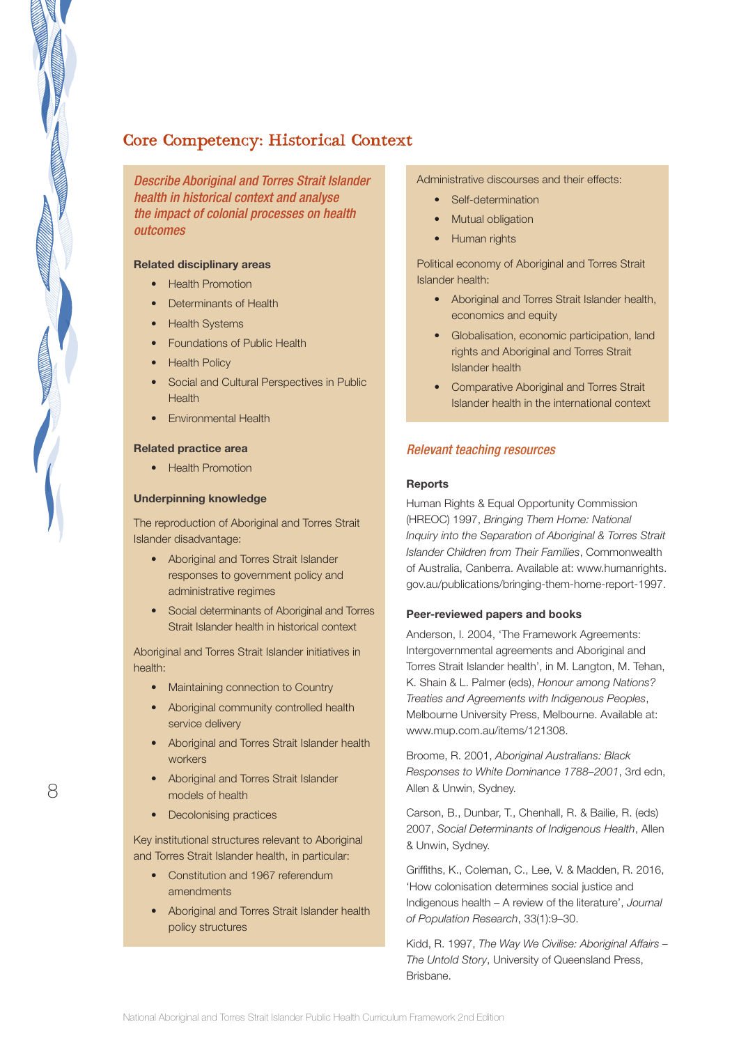## Core Competency: Historical Context

*Describe Aboriginal and Torres Strait Islander health in historical context and analyse the impact of colonial processes on health outcomes*

**Related disciplinary areas**

- Health Promotion
- Determinants of Health
- Health Systems
- Foundations of Public Health
- Health Policy
- Social and Cultural Perspectives in Public Health
- Environmental Health

**Related practice area**

- Health Promotion

**Underpinning knowledge**

The reproduction of Aboriginal and Torres Strait Islander disadvantage:

- Aboriginal and Torres Strait Islander responses to government policy and administrative regimes
- Social determinants of Aboriginal and Torres Strait Islander health in historical context

Aboriginal and Torres Strait Islander initiatives in health:

- Maintaining connection to Country
- Aboriginal community controlled health service delivery
- Aboriginal and Torres Strait Islander health workers
- Aboriginal and Torres Strait Islander models of health
- Decolonising practices

Key institutional structures relevant to Aboriginal and Torres Strait Islander health, in particular:

- Constitution and 1967 referendum amendments
- Aboriginal and Torres Strait Islander health policy structures

Administrative discourses and their effects:

- Self-determination
- Mutual obligation
- Human rights

Political economy of Aboriginal and Torres Strait Islander health:

- Aboriginal and Torres Strait Islander health, economics and equity
- Globalisation, economic participation, land rights and Aboriginal and Torres Strait Islander health
- Comparative Aboriginal and Torres Strait Islander health in the international context

### *Relevant teaching resources*

**Reports**

Human Rights & Equal Opportunity Commission (HREOC) 1997, *Bringing Them Home: National Inquiry into the Separation of Aboriginal & Torres Strait Islander Children from Their Families*, Commonwealth of Australia, Canberra. Available at: www.humanrights.gov.au/publications/bringing-them-home-report-1997.

**Peer-reviewed papers and books**

Anderson, I. 2004, 'The Framework Agreements: Intergovernmental agreements and Aboriginal and Torres Strait Islander health', in M. Langton, M. Tehan, K. Shain & L. Palmer (eds), *Honour among Nations? Treaties and Agreements with Indigenous Peoples*, Melbourne University Press, Melbourne. Available at: www.mup.com.au/items/121308.

Broome, R. 2001, *Aboriginal Australians: Black Responses to White Dominance 1788–2001*, 3rd edn, Allen & Unwin, Sydney.

Carson, B., Dunbar, T., Chenhall, R. & Bailie, R. (eds) 2007, *Social Determinants of Indigenous Health*, Allen & Unwin, Sydney.

Griffiths, K., Coleman, C., Lee, V. & Madden, R. 2016, 'How colonisation determines social justice and Indigenous health – A review of the literature', *Journal of Population Research*, 33(1):9–30.

Kidd, R. 1997, *The Way We Civilise: Aboriginal Affairs – The Untold Story*, University of Queensland Press, Brisbane.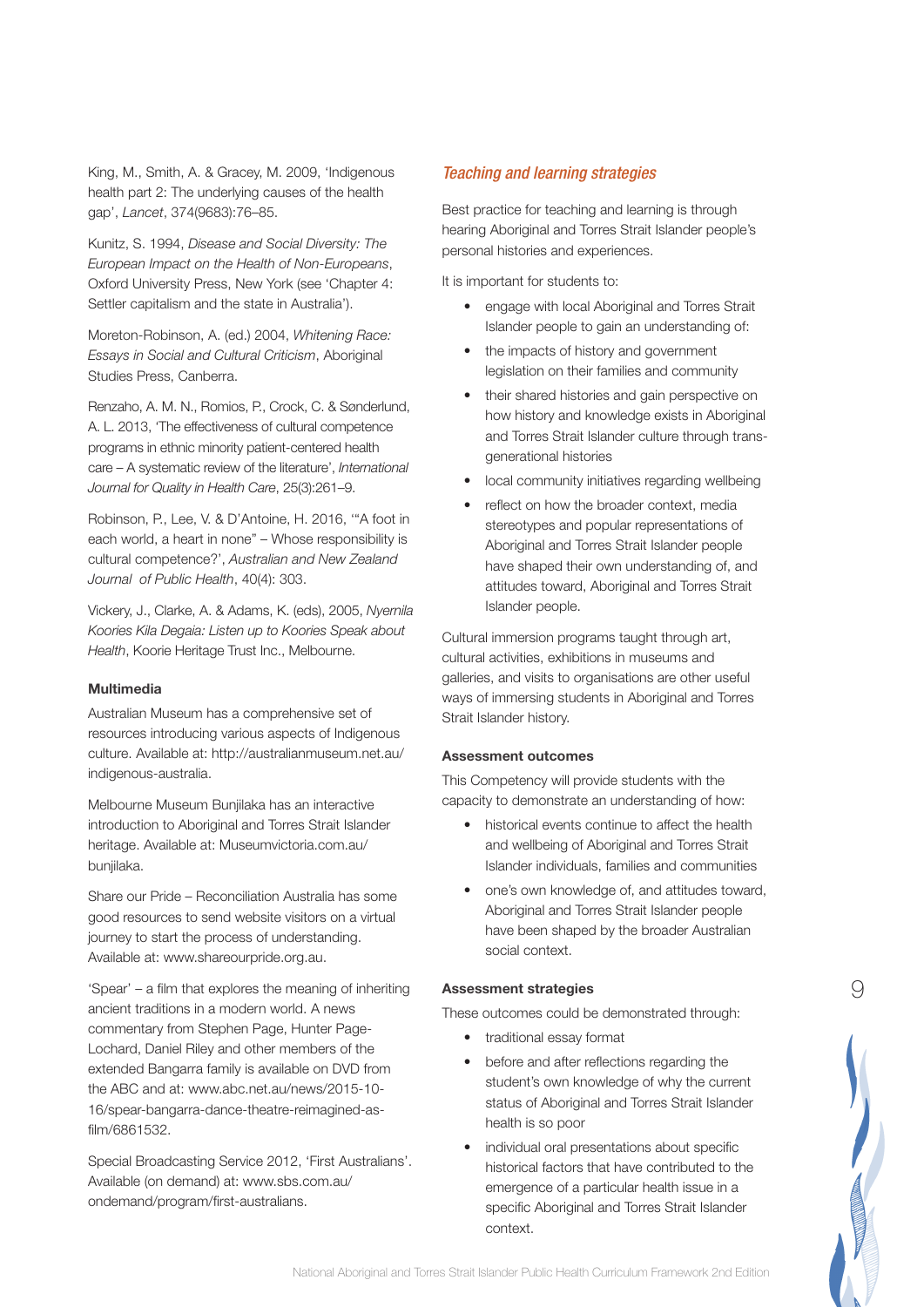King, M., Smith, A. & Gracey, M. 2009, 'Indigenous health part 2: The underlying causes of the health gap', *Lancet*, 374(9683):76–85.

Kunitz, S. 1994, *Disease and Social Diversity: The European Impact on the Health of Non-Europeans*, Oxford University Press, New York (see 'Chapter 4: Settler capitalism and the state in Australia').

Moreton-Robinson, A. (ed.) 2004, *Whitening Race: Essays in Social and Cultural Criticism*, Aboriginal Studies Press, Canberra.

Renzaho, A. M. N., Romios, P., Crock, C. & Sønderlund, A. L. 2013, 'The effectiveness of cultural competence programs in ethnic minority patient-centered health care – A systematic review of the literature', *International Journal for Quality in Health Care*, 25(3):261–9.

Robinson, P., Lee, V. & D'Antoine, H. 2016, '"A foot in each world, a heart in none" – Whose responsibility is cultural competence?', *Australian and New Zealand Journal of Public Health*, 40(4): 303.

Vickery, J., Clarke, A. & Adams, K. (eds), 2005, *Nyernila Koories Kila Degaia: Listen up to Koories Speak about Health*, Koorie Heritage Trust Inc., Melbourne.

**Multimedia**

Australian Museum has a comprehensive set of resources introducing various aspects of Indigenous culture. Available at: http://australianmuseum.net.au/indigenous-australia.

Melbourne Museum Bunjilaka has an interactive introduction to Aboriginal and Torres Strait Islander heritage. Available at: Museumvictoria.com.au/bunjilaka.

Share our Pride – Reconciliation Australia has some good resources to send website visitors on a virtual journey to start the process of understanding. Available at: www.shareourpride.org.au.

'Spear' – a film that explores the meaning of inheriting ancient traditions in a modern world. A news commentary from Stephen Page, Hunter Page-Lochard, Daniel Riley and other members of the extended Bangarra family is available on DVD from the ABC and at: www.abc.net.au/news/2015-10-16/spear-bangarra-dance-theatre-reimagined-as-film/6861532.

Special Broadcasting Service 2012, 'First Australians'. Available (on demand) at: www.sbs.com.au/ondemand/program/first-australians.

### *Teaching and learning strategies*

Best practice for teaching and learning is through hearing Aboriginal and Torres Strait Islander people's personal histories and experiences.

It is important for students to:

- engage with local Aboriginal and Torres Strait Islander people to gain an understanding of:
- the impacts of history and government legislation on their families and community
- their shared histories and gain perspective on how history and knowledge exists in Aboriginal and Torres Strait Islander culture through trans-generational histories
- local community initiatives regarding wellbeing
- reflect on how the broader context, media stereotypes and popular representations of Aboriginal and Torres Strait Islander people have shaped their own understanding of, and attitudes toward, Aboriginal and Torres Strait Islander people.

Cultural immersion programs taught through art, cultural activities, exhibitions in museums and galleries, and visits to organisations are other useful ways of immersing students in Aboriginal and Torres Strait Islander history.

**Assessment outcomes**

This Competency will provide students with the capacity to demonstrate an understanding of how:

- historical events continue to affect the health and wellbeing of Aboriginal and Torres Strait Islander individuals, families and communities
- one's own knowledge of, and attitudes toward, Aboriginal and Torres Strait Islander people have been shaped by the broader Australian social context.

**Assessment strategies**

These outcomes could be demonstrated through:

- traditional essay format
- before and after reflections regarding the student's own knowledge of why the current status of Aboriginal and Torres Strait Islander health is so poor
- individual oral presentations about specific historical factors that have contributed to the emergence of a particular health issue in a specific Aboriginal and Torres Strait Islander context.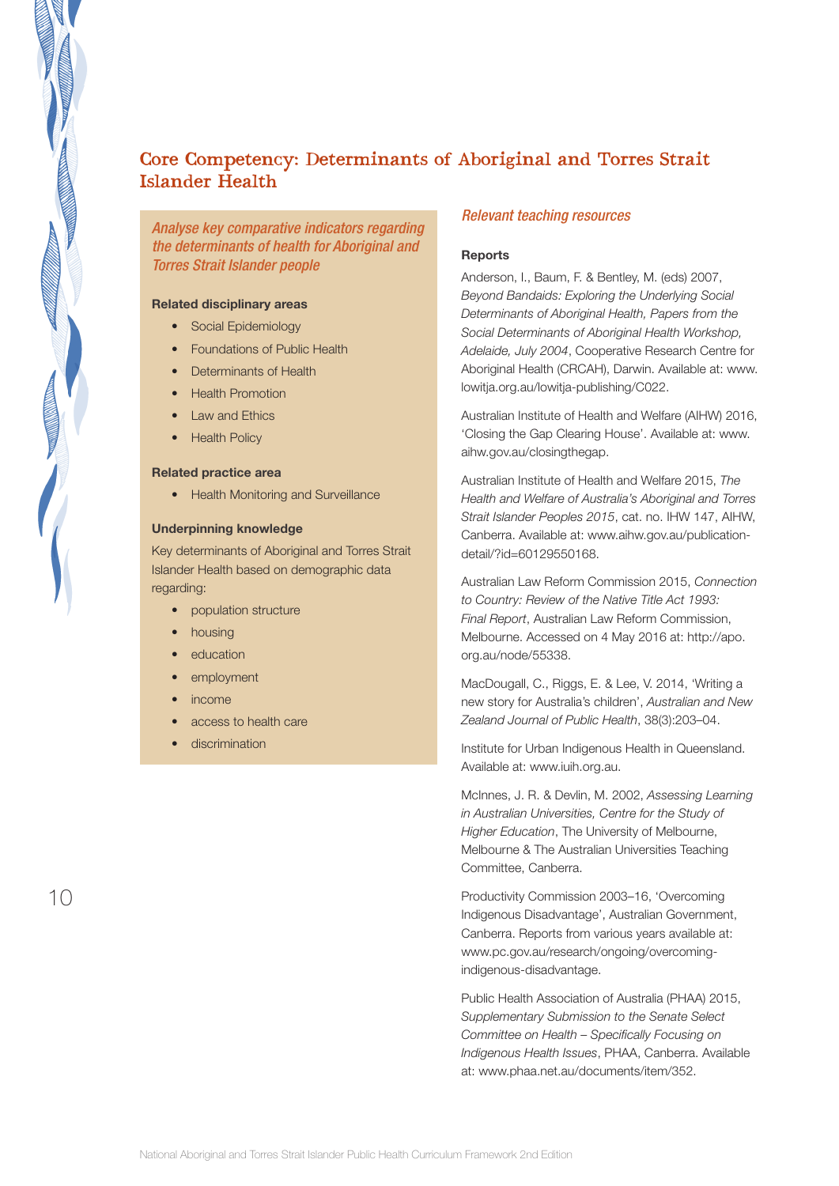## Core Competency: Determinants of Aboriginal and Torres Strait Islander Health

*Analyse key comparative indicators regarding the determinants of health for Aboriginal and Torres Strait Islander people*

**Related disciplinary areas**

- Social Epidemiology
- Foundations of Public Health
- Determinants of Health
- Health Promotion
- Law and Ethics
- Health Policy

**Related practice area**

- Health Monitoring and Surveillance

**Underpinning knowledge**

Key determinants of Aboriginal and Torres Strait Islander Health based on demographic data regarding:

- population structure
- housing
- education
- employment
- income
- access to health care
- discrimination

### *Relevant teaching resources*

**Reports**

Anderson, I., Baum, F. & Bentley, M. (eds) 2007, *Beyond Bandaids: Exploring the Underlying Social Determinants of Aboriginal Health, Papers from the Social Determinants of Aboriginal Health Workshop, Adelaide, July 2004*, Cooperative Research Centre for Aboriginal Health (CRCAH), Darwin. Available at: www.lowitja.org.au/lowitja-publishing/C022.

Australian Institute of Health and Welfare (AIHW) 2016, 'Closing the Gap Clearing House'. Available at: www.aihw.gov.au/closingthegap.

Australian Institute of Health and Welfare 2015, *The Health and Welfare of Australia's Aboriginal and Torres Strait Islander Peoples 2015*, cat. no. IHW 147, AIHW, Canberra. Available at: www.aihw.gov.au/publication-detail/?id=60129550168.

Australian Law Reform Commission 2015, *Connection to Country: Review of the Native Title Act 1993: Final Report*, Australian Law Reform Commission, Melbourne. Accessed on 4 May 2016 at: http://apo.org.au/node/55338.

MacDougall, C., Riggs, E. & Lee, V. 2014, 'Writing a new story for Australia's children', *Australian and New Zealand Journal of Public Health*, 38(3):203–04.

Institute for Urban Indigenous Health in Queensland. Available at: www.iuih.org.au.

McInnes, J. R. & Devlin, M. 2002, *Assessing Learning in Australian Universities, Centre for the Study of Higher Education*, The University of Melbourne, Melbourne & The Australian Universities Teaching Committee, Canberra.

Productivity Commission 2003–16, 'Overcoming Indigenous Disadvantage', Australian Government, Canberra. Reports from various years available at: www.pc.gov.au/research/ongoing/overcoming-indigenous-disadvantage.

Public Health Association of Australia (PHAA) 2015, *Supplementary Submission to the Senate Select Committee on Health – Specifically Focusing on Indigenous Health Issues*, PHAA, Canberra. Available at: www.phaa.net.au/documents/item/352.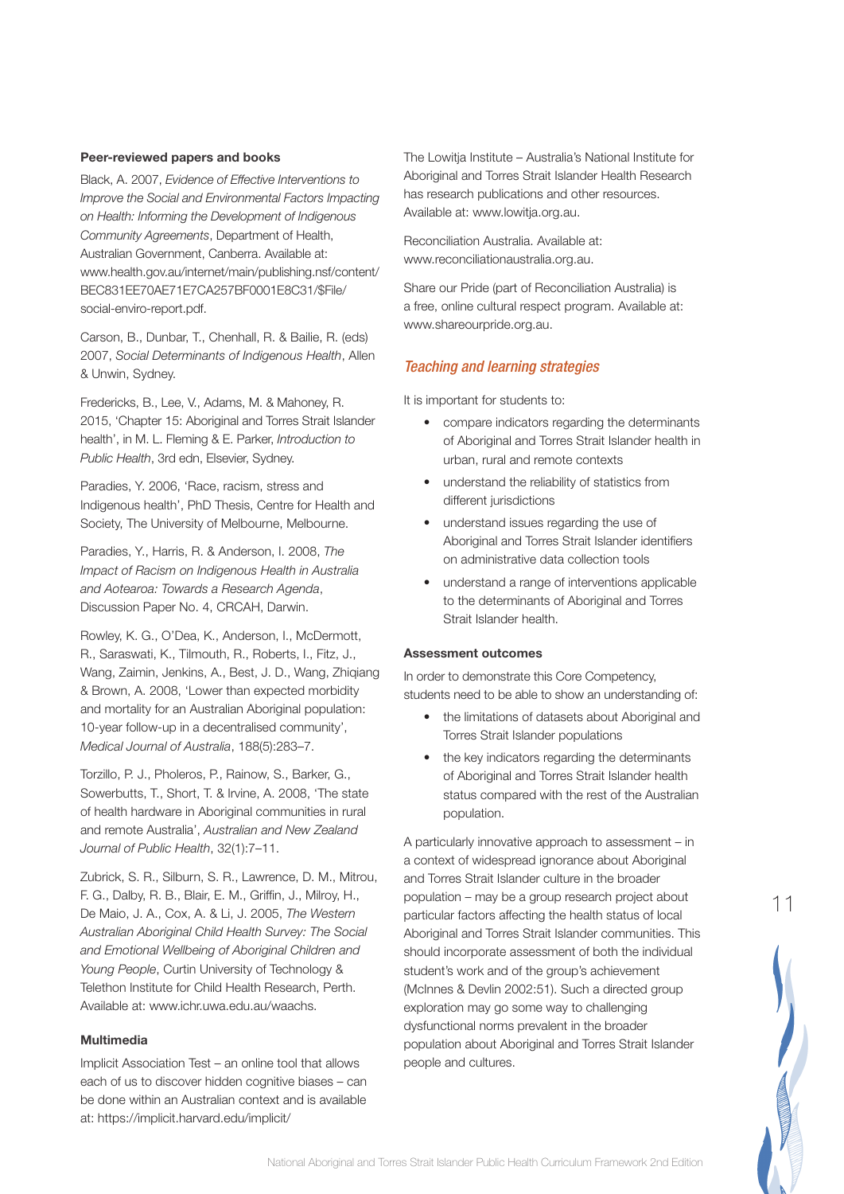#### Peer-reviewed papers and books

Black, A. 2007, *Evidence of Effective Interventions to Improve the Social and Environmental Factors Impacting on Health: Informing the Development of Indigenous Community Agreements*, Department of Health, Australian Government, Canberra. Available at: www.health.gov.au/internet/main/publishing.nsf/content/BEC831EE70AE71E7CA257BF0001E8C31/$File/social-enviro-report.pdf.

Carson, B., Dunbar, T., Chenhall, R. & Bailie, R. (eds) 2007, *Social Determinants of Indigenous Health*, Allen & Unwin, Sydney.

Fredericks, B., Lee, V., Adams, M. & Mahoney, R. 2015, 'Chapter 15: Aboriginal and Torres Strait Islander health', in M. L. Fleming & E. Parker, *Introduction to Public Health*, 3rd edn, Elsevier, Sydney.

Paradies, Y. 2006, 'Race, racism, stress and Indigenous health', PhD Thesis, Centre for Health and Society, The University of Melbourne, Melbourne.

Paradies, Y., Harris, R. & Anderson, I. 2008, *The Impact of Racism on Indigenous Health in Australia and Aotearoa: Towards a Research Agenda*, Discussion Paper No. 4, CRCAH, Darwin.

Rowley, K. G., O'Dea, K., Anderson, I., McDermott, R., Saraswati, K., Tilmouth, R., Roberts, I., Fitz, J., Wang, Zaimin, Jenkins, A., Best, J. D., Wang, Zhiqiang & Brown, A. 2008, 'Lower than expected morbidity and mortality for an Australian Aboriginal population: 10-year follow-up in a decentralised community', *Medical Journal of Australia*, 188(5):283–7.

Torzillo, P. J., Pholeros, P., Rainow, S., Barker, G., Sowerbutts, T., Short, T. & Irvine, A. 2008, 'The state of health hardware in Aboriginal communities in rural and remote Australia', *Australian and New Zealand Journal of Public Health*, 32(1):7–11.

Zubrick, S. R., Silburn, S. R., Lawrence, D. M., Mitrou, F. G., Dalby, R. B., Blair, E. M., Griffin, J., Milroy, H., De Maio, J. A., Cox, A. & Li, J. 2005, *The Western Australian Aboriginal Child Health Survey: The Social and Emotional Wellbeing of Aboriginal Children and Young People*, Curtin University of Technology & Telethon Institute for Child Health Research, Perth. Available at: www.ichr.uwa.edu.au/waachs.

#### Multimedia

Implicit Association Test – an online tool that allows each of us to discover hidden cognitive biases – can be done within an Australian context and is available at: https://implicit.harvard.edu/implicit/

The Lowitja Institute – Australia's National Institute for Aboriginal and Torres Strait Islander Health Research has research publications and other resources. Available at: www.lowitja.org.au.

Reconciliation Australia. Available at: www.reconciliationaustralia.org.au.

Share our Pride (part of Reconciliation Australia) is a free, online cultural respect program. Available at: www.shareourpride.org.au.

### *Teaching and learning strategies*

It is important for students to:

- compare indicators regarding the determinants of Aboriginal and Torres Strait Islander health in urban, rural and remote contexts
- understand the reliability of statistics from different jurisdictions
- understand issues regarding the use of Aboriginal and Torres Strait Islander identifiers on administrative data collection tools
- understand a range of interventions applicable to the determinants of Aboriginal and Torres Strait Islander health.

#### Assessment outcomes

In order to demonstrate this Core Competency, students need to be able to show an understanding of:

- the limitations of datasets about Aboriginal and Torres Strait Islander populations
- the key indicators regarding the determinants of Aboriginal and Torres Strait Islander health status compared with the rest of the Australian population.

A particularly innovative approach to assessment – in a context of widespread ignorance about Aboriginal and Torres Strait Islander culture in the broader population – may be a group research project about particular factors affecting the health status of local Aboriginal and Torres Strait Islander communities. This should incorporate assessment of both the individual student's work and of the group's achievement (McInnes & Devlin 2002:51). Such a directed group exploration may go some way to challenging dysfunctional norms prevalent in the broader population about Aboriginal and Torres Strait Islander people and cultures.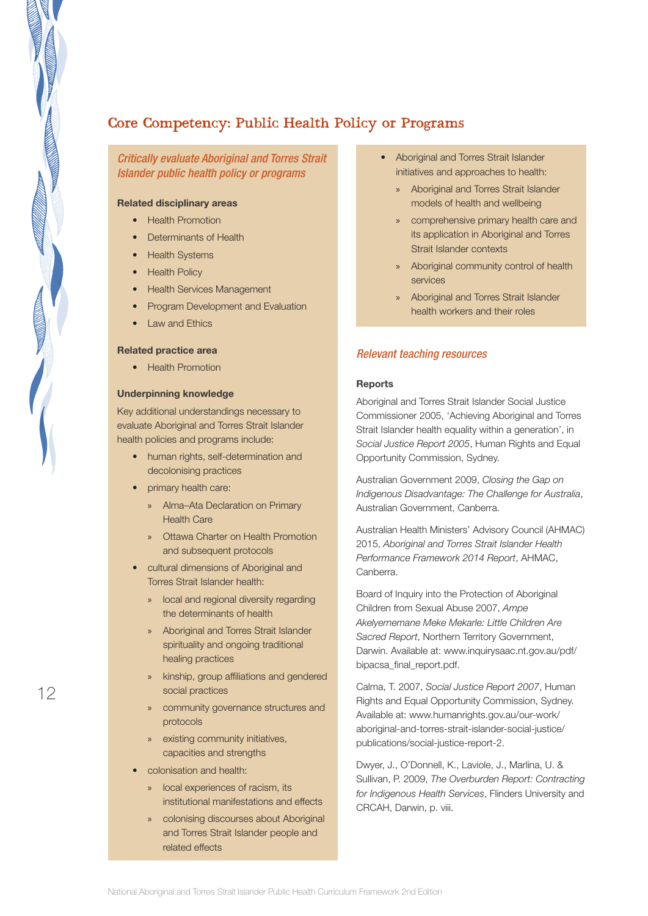## Core Competency: Public Health Policy or Programs

*Critically evaluate Aboriginal and Torres Strait Islander public health policy or programs*

**Related disciplinary areas**

- Health Promotion
- Determinants of Health
- Health Systems
- Health Policy
- Health Services Management
- Program Development and Evaluation
- Law and Ethics

**Related practice area**

- Health Promotion

**Underpinning knowledge**

Key additional understandings necessary to evaluate Aboriginal and Torres Strait Islander health policies and programs include:

- human rights, self-determination and decolonising practices
- primary health care:
  - Alma–Ata Declaration on Primary Health Care
  - Ottawa Charter on Health Promotion and subsequent protocols
- cultural dimensions of Aboriginal and Torres Strait Islander health:
  - local and regional diversity regarding the determinants of health
  - Aboriginal and Torres Strait Islander spirituality and ongoing traditional healing practices
  - kinship, group affiliations and gendered social practices
  - community governance structures and protocols
  - existing community initiatives, capacities and strengths
- colonisation and health:
  - local experiences of racism, its institutional manifestations and effects
  - colonising discourses about Aboriginal and Torres Strait Islander people and related effects
- Aboriginal and Torres Strait Islander initiatives and approaches to health:
  - Aboriginal and Torres Strait Islander models of health and wellbeing
  - comprehensive primary health care and its application in Aboriginal and Torres Strait Islander contexts
  - Aboriginal community control of health services
  - Aboriginal and Torres Strait Islander health workers and their roles

### *Relevant teaching resources*

**Reports**

Aboriginal and Torres Strait Islander Social Justice Commissioner 2005, 'Achieving Aboriginal and Torres Strait Islander health equality within a generation', in *Social Justice Report 2005*, Human Rights and Equal Opportunity Commission, Sydney.

Australian Government 2009, *Closing the Gap on Indigenous Disadvantage: The Challenge for Australia*, Australian Government, Canberra.

Australian Health Ministers' Advisory Council (AHMAC) 2015, *Aboriginal and Torres Strait Islander Health Performance Framework 2014 Report*, AHMAC, Canberra.

Board of Inquiry into the Protection of Aboriginal Children from Sexual Abuse 2007, *Ampe Akelyernemane Meke Mekarle: Little Children Are Sacred Report*, Northern Territory Government, Darwin. Available at: www.inquirysaac.nt.gov.au/pdf/bipacsa_final_report.pdf.

Calma, T. 2007, *Social Justice Report 2007*, Human Rights and Equal Opportunity Commission, Sydney. Available at: www.humanrights.gov.au/our-work/aboriginal-and-torres-strait-islander-social-justice/publications/social-justice-report-2.

Dwyer, J., O'Donnell, K., Laviole, J., Marlina, U. & Sullivan, P. 2009, *The Overburden Report: Contracting for Indigenous Health Services*, Flinders University and CRCAH, Darwin, p. viii.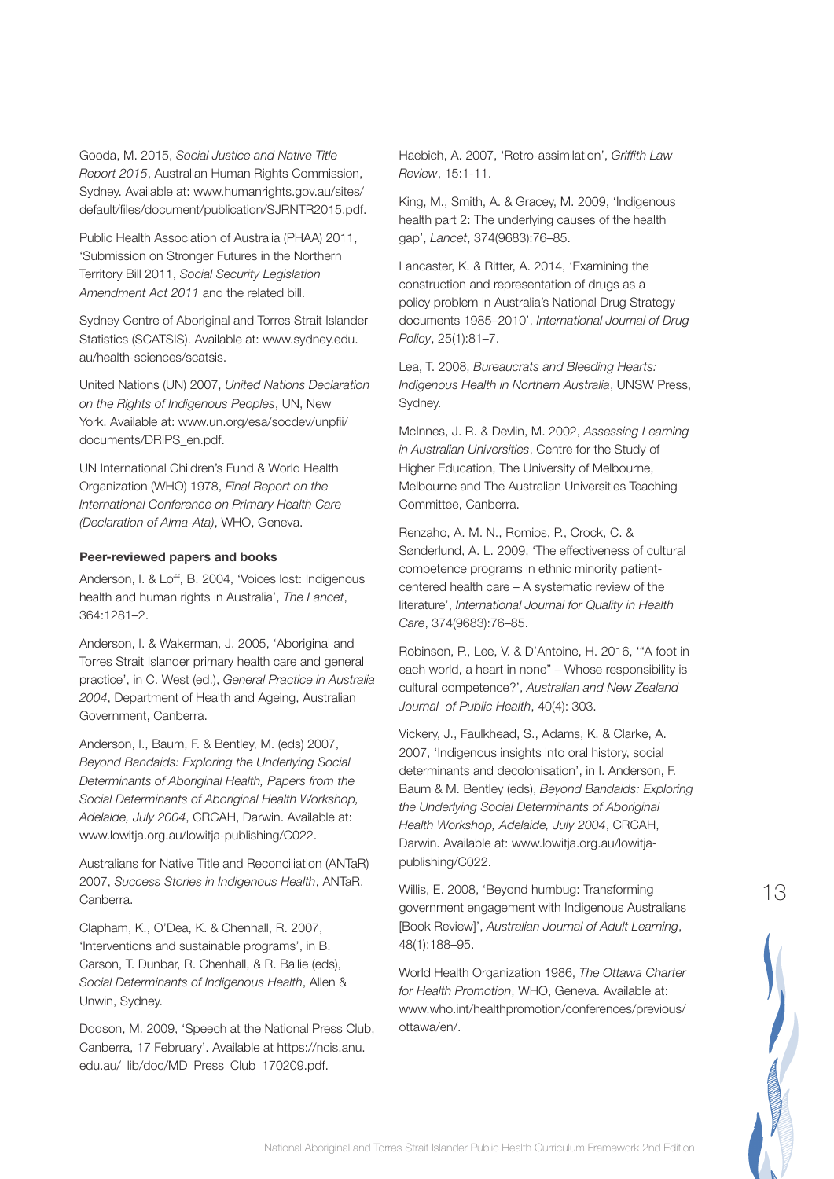Gooda, M. 2015, *Social Justice and Native Title Report 2015*, Australian Human Rights Commission, Sydney. Available at: www.humanrights.gov.au/sites/default/files/document/publication/SJRNTR2015.pdf.

Public Health Association of Australia (PHAA) 2011, 'Submission on Stronger Futures in the Northern Territory Bill 2011, *Social Security Legislation Amendment Act 2011* and the related bill.

Sydney Centre of Aboriginal and Torres Strait Islander Statistics (SCATSIS). Available at: www.sydney.edu.au/health-sciences/scatsis.

United Nations (UN) 2007, *United Nations Declaration on the Rights of Indigenous Peoples*, UN, New York. Available at: www.un.org/esa/socdev/unpfii/documents/DRIPS_en.pdf.

UN International Children's Fund & World Health Organization (WHO) 1978, *Final Report on the International Conference on Primary Health Care (Declaration of Alma-Ata)*, WHO, Geneva.

**Peer-reviewed papers and books**

Anderson, I. & Loff, B. 2004, 'Voices lost: Indigenous health and human rights in Australia', *The Lancet*, 364:1281–2.

Anderson, I. & Wakerman, J. 2005, 'Aboriginal and Torres Strait Islander primary health care and general practice', in C. West (ed.), *General Practice in Australia 2004*, Department of Health and Ageing, Australian Government, Canberra.

Anderson, I., Baum, F. & Bentley, M. (eds) 2007, *Beyond Bandaids: Exploring the Underlying Social Determinants of Aboriginal Health, Papers from the Social Determinants of Aboriginal Health Workshop, Adelaide, July 2004*, CRCAH, Darwin. Available at: www.lowitja.org.au/lowitja-publishing/C022.

Australians for Native Title and Reconciliation (ANTaR) 2007, *Success Stories in Indigenous Health*, ANTaR, Canberra.

Clapham, K., O'Dea, K. & Chenhall, R. 2007, 'Interventions and sustainable programs', in B. Carson, T. Dunbar, R. Chenhall, & R. Bailie (eds), *Social Determinants of Indigenous Health*, Allen & Unwin, Sydney.

Dodson, M. 2009, 'Speech at the National Press Club, Canberra, 17 February'. Available at https://ncis.anu.edu.au/_lib/doc/MD_Press_Club_170209.pdf.

Haebich, A. 2007, 'Retro-assimilation', *Griffith Law Review*, 15:1-11.

King, M., Smith, A. & Gracey, M. 2009, 'Indigenous health part 2: The underlying causes of the health gap', *Lancet*, 374(9683):76–85.

Lancaster, K. & Ritter, A. 2014, 'Examining the construction and representation of drugs as a policy problem in Australia's National Drug Strategy documents 1985–2010', *International Journal of Drug Policy*, 25(1):81–7.

Lea, T. 2008, *Bureaucrats and Bleeding Hearts: Indigenous Health in Northern Australia*, UNSW Press, Sydney.

McInnes, J. R. & Devlin, M. 2002, *Assessing Learning in Australian Universities*, Centre for the Study of Higher Education, The University of Melbourne, Melbourne and The Australian Universities Teaching Committee, Canberra.

Renzaho, A. M. N., Romios, P., Crock, C. & Sønderlund, A. L. 2009, 'The effectiveness of cultural competence programs in ethnic minority patient-centered health care – A systematic review of the literature', *International Journal for Quality in Health Care*, 374(9683):76–85.

Robinson, P., Lee, V. & D'Antoine, H. 2016, '"A foot in each world, a heart in none" – Whose responsibility is cultural competence?', *Australian and New Zealand Journal of Public Health*, 40(4): 303.

Vickery, J., Faulkhead, S., Adams, K. & Clarke, A. 2007, 'Indigenous insights into oral history, social determinants and decolonisation', in I. Anderson, F. Baum & M. Bentley (eds), *Beyond Bandaids: Exploring the Underlying Social Determinants of Aboriginal Health Workshop, Adelaide, July 2004*, CRCAH, Darwin. Available at: www.lowitja.org.au/lowitja-publishing/C022.

Willis, E. 2008, 'Beyond humbug: Transforming government engagement with Indigenous Australians [Book Review]', *Australian Journal of Adult Learning*, 48(1):188–95.

World Health Organization 1986, *The Ottawa Charter for Health Promotion*, WHO, Geneva. Available at: www.who.int/healthpromotion/conferences/previous/ottawa/en/.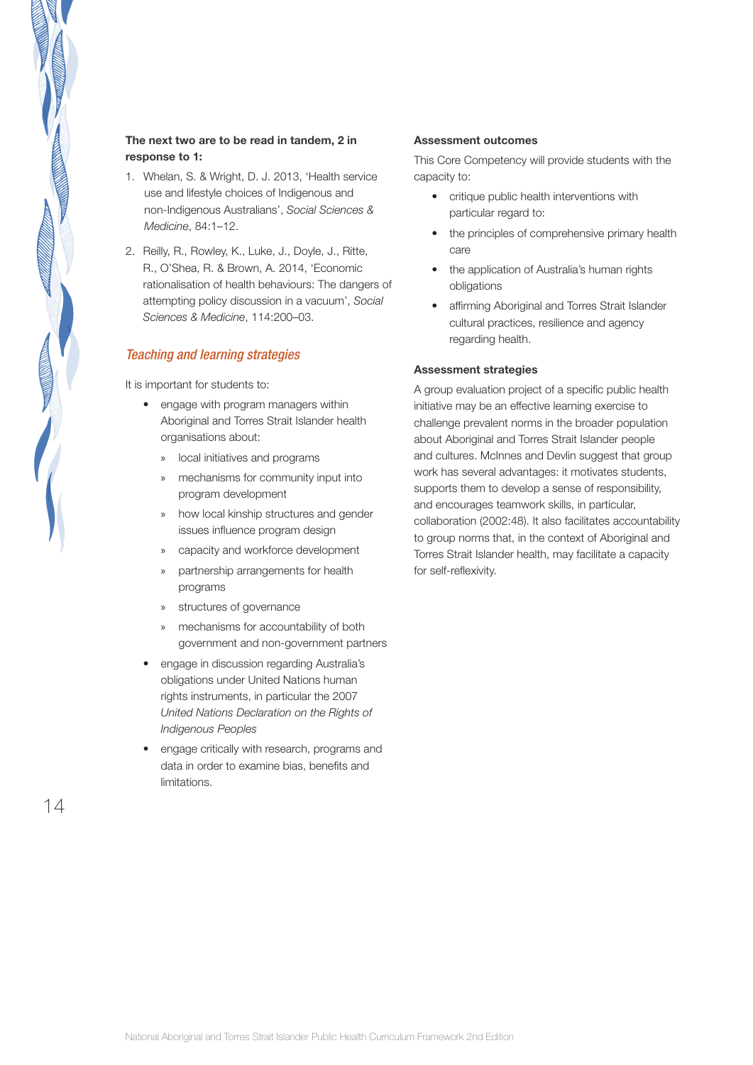**The next two are to be read in tandem, 2 in response to 1:**

1. Whelan, S. & Wright, D. J. 2013, 'Health service use and lifestyle choices of Indigenous and non-Indigenous Australians', *Social Sciences & Medicine*, 84:1–12.
2. Reilly, R., Rowley, K., Luke, J., Doyle, J., Ritte, R., O'Shea, R. & Brown, A. 2014, 'Economic rationalisation of health behaviours: The dangers of attempting policy discussion in a vacuum', *Social Sciences & Medicine*, 114:200–03.

## *Teaching and learning strategies*

It is important for students to:

- engage with program managers within Aboriginal and Torres Strait Islander health organisations about:
  - local initiatives and programs
  - mechanisms for community input into program development
  - how local kinship structures and gender issues influence program design
  - capacity and workforce development
  - partnership arrangements for health programs
  - structures of governance
  - mechanisms for accountability of both government and non-government partners
- engage in discussion regarding Australia's obligations under United Nations human rights instruments, in particular the 2007 *United Nations Declaration on the Rights of Indigenous Peoples*
- engage critically with research, programs and data in order to examine bias, benefits and limitations.

**Assessment outcomes**

This Core Competency will provide students with the capacity to:

- critique public health interventions with particular regard to:
- the principles of comprehensive primary health care
- the application of Australia's human rights obligations
- affirming Aboriginal and Torres Strait Islander cultural practices, resilience and agency regarding health.

**Assessment strategies**

A group evaluation project of a specific public health initiative may be an effective learning exercise to challenge prevalent norms in the broader population about Aboriginal and Torres Strait Islander people and cultures. McInnes and Devlin suggest that group work has several advantages: it motivates students, supports them to develop a sense of responsibility, and encourages teamwork skills, in particular, collaboration (2002:48). It also facilitates accountability to group norms that, in the context of Aboriginal and Torres Strait Islander health, may facilitate a capacity for self-reflexivity.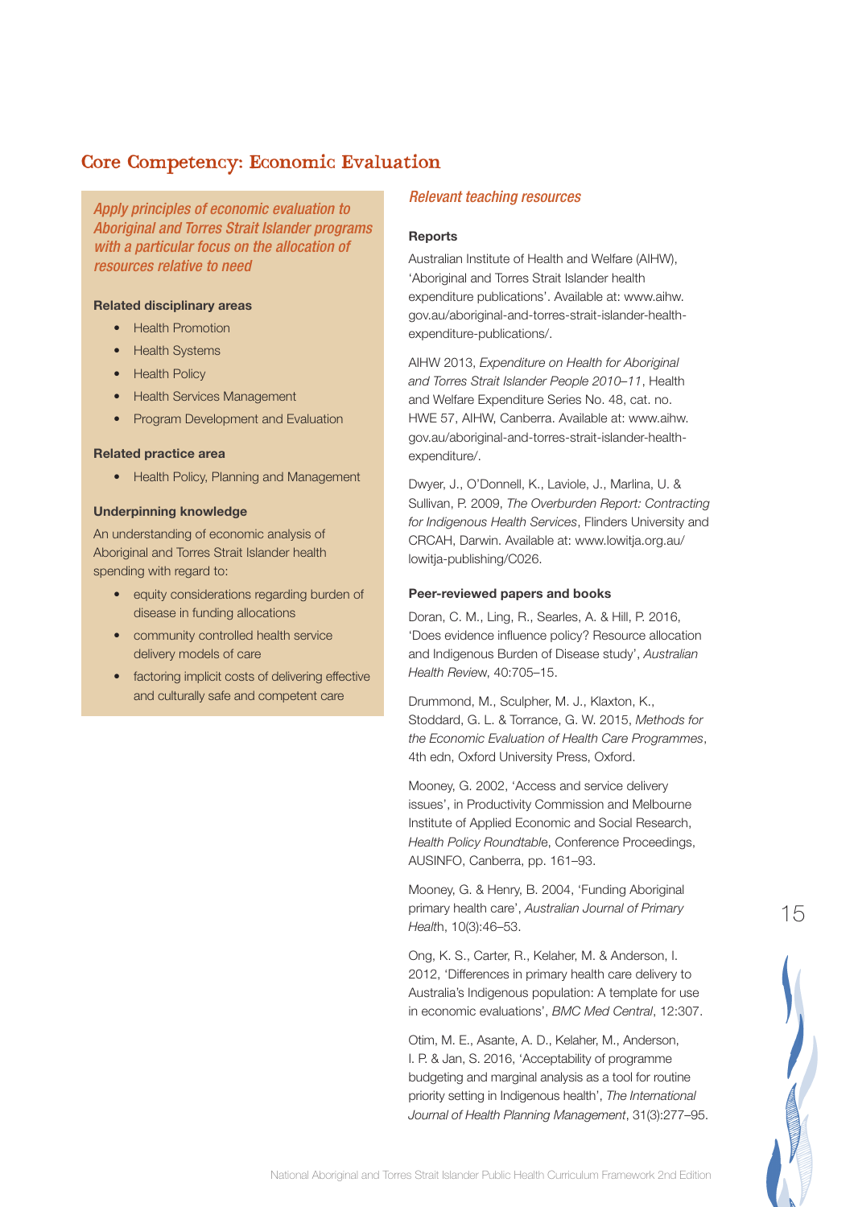## Core Competency: Economic Evaluation

*Apply principles of economic evaluation to Aboriginal and Torres Strait Islander programs with a particular focus on the allocation of resources relative to need*

**Related disciplinary areas**

- Health Promotion
- Health Systems
- Health Policy
- Health Services Management
- Program Development and Evaluation

**Related practice area**

- Health Policy, Planning and Management

**Underpinning knowledge**

An understanding of economic analysis of Aboriginal and Torres Strait Islander health spending with regard to:

- equity considerations regarding burden of disease in funding allocations
- community controlled health service delivery models of care
- factoring implicit costs of delivering effective and culturally safe and competent care

### *Relevant teaching resources*

**Reports**

Australian Institute of Health and Welfare (AIHW), 'Aboriginal and Torres Strait Islander health expenditure publications'. Available at: www.aihw.gov.au/aboriginal-and-torres-strait-islander-health-expenditure-publications/.

AIHW 2013, *Expenditure on Health for Aboriginal and Torres Strait Islander People 2010–11*, Health and Welfare Expenditure Series No. 48, cat. no. HWE 57, AIHW, Canberra. Available at: www.aihw.gov.au/aboriginal-and-torres-strait-islander-health-expenditure/.

Dwyer, J., O'Donnell, K., Laviole, J., Marlina, U. & Sullivan, P. 2009, *The Overburden Report: Contracting for Indigenous Health Services*, Flinders University and CRCAH, Darwin. Available at: www.lowitja.org.au/lowitja-publishing/C026.

**Peer-reviewed papers and books**

Doran, C. M., Ling, R., Searles, A. & Hill, P. 2016, 'Does evidence influence policy? Resource allocation and Indigenous Burden of Disease study', *Australian Health Review*, 40:705–15.

Drummond, M., Sculpher, M. J., Klaxton, K., Stoddard, G. L. & Torrance, G. W. 2015, *Methods for the Economic Evaluation of Health Care Programmes*, 4th edn, Oxford University Press, Oxford.

Mooney, G. 2002, 'Access and service delivery issues', in Productivity Commission and Melbourne Institute of Applied Economic and Social Research, *Health Policy Roundtable*, Conference Proceedings, AUSINFO, Canberra, pp. 161–93.

Mooney, G. & Henry, B. 2004, 'Funding Aboriginal primary health care', *Australian Journal of Primary Health*, 10(3):46–53.

Ong, K. S., Carter, R., Kelaher, M. & Anderson, I. 2012, 'Differences in primary health care delivery to Australia's Indigenous population: A template for use in economic evaluations', *BMC Med Central*, 12:307.

Otim, M. E., Asante, A. D., Kelaher, M., Anderson, I. P. & Jan, S. 2016, 'Acceptability of programme budgeting and marginal analysis as a tool for routine priority setting in Indigenous health', *The International Journal of Health Planning Management*, 31(3):277–95.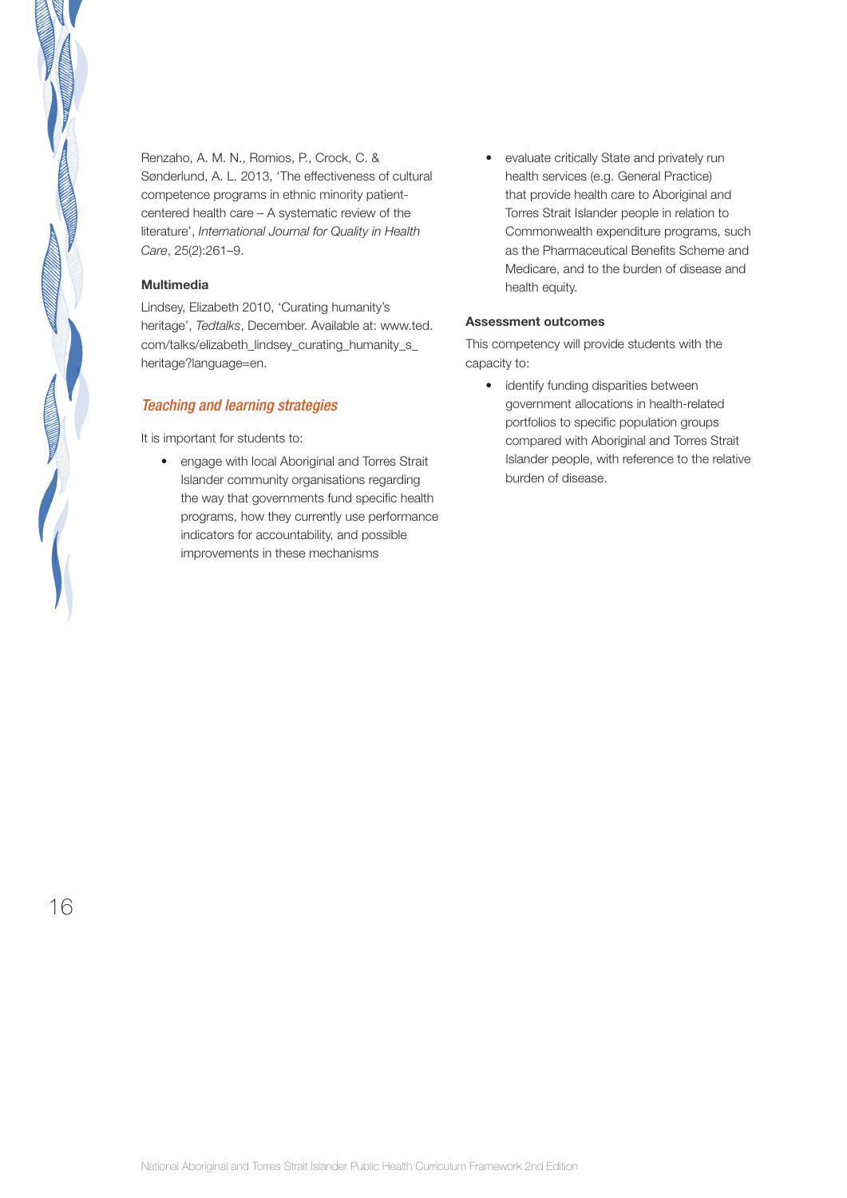Renzaho, A. M. N., Romios, P., Crock, C. & Sønderlund, A. L. 2013, 'The effectiveness of cultural competence programs in ethnic minority patient-centered health care – A systematic review of the literature', *International Journal for Quality in Health Care*, 25(2):261–9.

**Multimedia**

Lindsey, Elizabeth 2010, 'Curating humanity's heritage', *Tedtalks*, December. Available at: www.ted.com/talks/elizabeth_lindsey_curating_humanity_s_heritage?language=en.

### *Teaching and learning strategies*

It is important for students to:

- engage with local Aboriginal and Torres Strait Islander community organisations regarding the way that governments fund specific health programs, how they currently use performance indicators for accountability, and possible improvements in these mechanisms
- evaluate critically State and privately run health services (e.g. General Practice) that provide health care to Aboriginal and Torres Strait Islander people in relation to Commonwealth expenditure programs, such as the Pharmaceutical Benefits Scheme and Medicare, and to the burden of disease and health equity.

**Assessment outcomes**

This competency will provide students with the capacity to:

- identify funding disparities between government allocations in health-related portfolios to specific population groups compared with Aboriginal and Torres Strait Islander people, with reference to the relative burden of disease.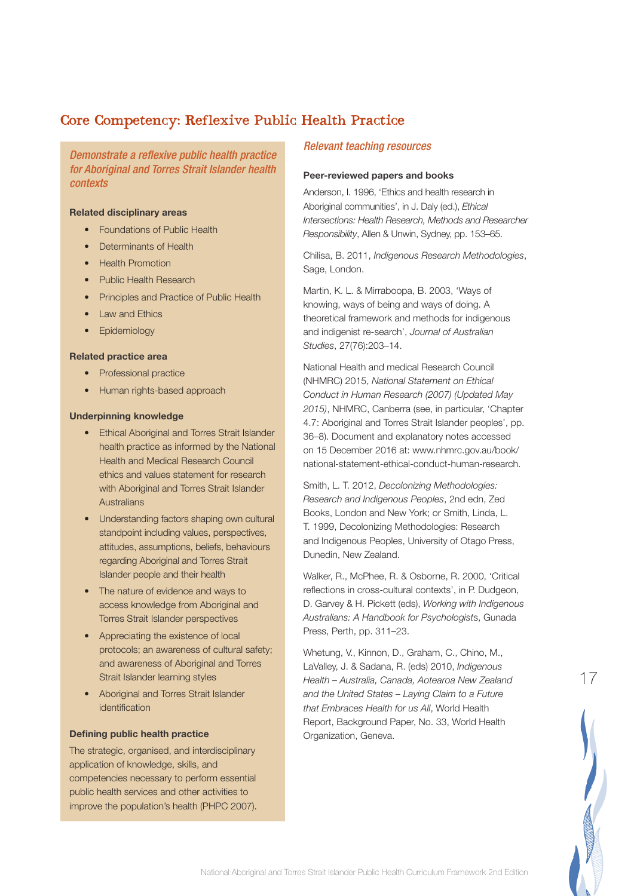## Core Competency: Reflexive Public Health Practice

*Demonstrate a reflexive public health practice for Aboriginal and Torres Strait Islander health contexts*

**Related disciplinary areas**

- Foundations of Public Health
- Determinants of Health
- Health Promotion
- Public Health Research
- Principles and Practice of Public Health
- Law and Ethics
- Epidemiology

**Related practice area**

- Professional practice
- Human rights-based approach

**Underpinning knowledge**

- Ethical Aboriginal and Torres Strait Islander health practice as informed by the National Health and Medical Research Council ethics and values statement for research with Aboriginal and Torres Strait Islander Australians
- Understanding factors shaping own cultural standpoint including values, perspectives, attitudes, assumptions, beliefs, behaviours regarding Aboriginal and Torres Strait Islander people and their health
- The nature of evidence and ways to access knowledge from Aboriginal and Torres Strait Islander perspectives
- Appreciating the existence of local protocols; an awareness of cultural safety; and awareness of Aboriginal and Torres Strait Islander learning styles
- Aboriginal and Torres Strait Islander identification

**Defining public health practice**

The strategic, organised, and interdisciplinary application of knowledge, skills, and competencies necessary to perform essential public health services and other activities to improve the population's health (PHPC 2007).

### *Relevant teaching resources*

**Peer-reviewed papers and books**

Anderson, I. 1996, 'Ethics and health research in Aboriginal communities', in J. Daly (ed.), *Ethical Intersections: Health Research, Methods and Researcher Responsibility*, Allen & Unwin, Sydney, pp. 153–65.

Chilisa, B. 2011, *Indigenous Research Methodologies*, Sage, London.

Martin, K. L. & Mirraboopa, B. 2003, 'Ways of knowing, ways of being and ways of doing. A theoretical framework and methods for indigenous and indigenist re-search', *Journal of Australian Studies*, 27(76):203–14.

National Health and medical Research Council (NHMRC) 2015, *National Statement on Ethical Conduct in Human Research (2007) (Updated May 2015)*, NHMRC, Canberra (see, in particular, 'Chapter 4.7: Aboriginal and Torres Strait Islander peoples', pp. 36–8). Document and explanatory notes accessed on 15 December 2016 at: www.nhmrc.gov.au/book/national-statement-ethical-conduct-human-research.

Smith, L. T. 2012, *Decolonizing Methodologies: Research and Indigenous Peoples*, 2nd edn, Zed Books, London and New York; or Smith, Linda, L. T. 1999, Decolonizing Methodologies: Research and Indigenous Peoples, University of Otago Press, Dunedin, New Zealand.

Walker, R., McPhee, R. & Osborne, R. 2000, 'Critical reflections in cross-cultural contexts', in P. Dudgeon, D. Garvey & H. Pickett (eds), *Working with Indigenous Australians: A Handbook for Psychologists*, Gunada Press, Perth, pp. 311–23.

Whetung, V., Kinnon, D., Graham, C., Chino, M., LaValley, J. & Sadana, R. (eds) 2010, *Indigenous Health – Australia, Canada, Aotearoa New Zealand and the United States – Laying Claim to a Future that Embraces Health for us All*, World Health Report, Background Paper, No. 33, World Health Organization, Geneva.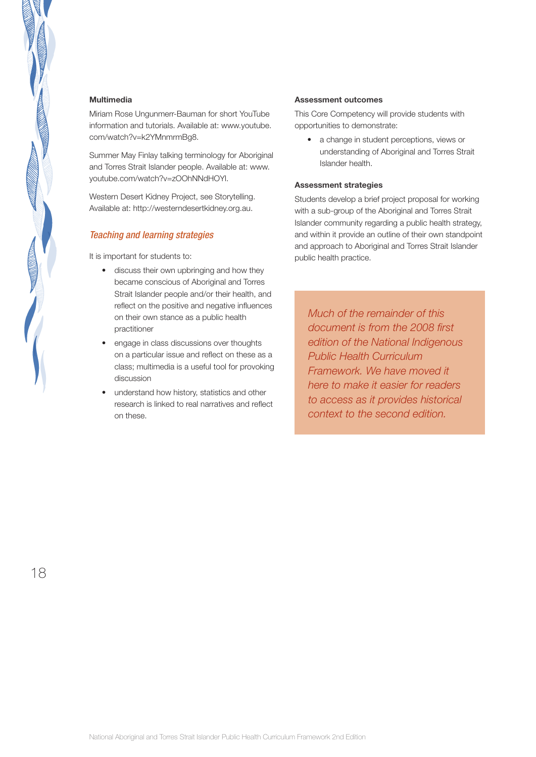**Multimedia**

Miriam Rose Ungunmerr-Bauman for short YouTube information and tutorials. Available at: www.youtube.com/watch?v=k2YMnmrmBg8.

Summer May Finlay talking terminology for Aboriginal and Torres Strait Islander people. Available at: www.youtube.com/watch?v=zOOhNNdHOYI.

Western Desert Kidney Project, see Storytelling. Available at: http://westerndesertkidney.org.au.

### *Teaching and learning strategies*

It is important for students to:

- discuss their own upbringing and how they became conscious of Aboriginal and Torres Strait Islander people and/or their health, and reflect on the positive and negative influences on their own stance as a public health practitioner
- engage in class discussions over thoughts on a particular issue and reflect on these as a class; multimedia is a useful tool for provoking discussion
- understand how history, statistics and other research is linked to real narratives and reflect on these.

**Assessment outcomes**

This Core Competency will provide students with opportunities to demonstrate:

- a change in student perceptions, views or understanding of Aboriginal and Torres Strait Islander health.

**Assessment strategies**

Students develop a brief project proposal for working with a sub-group of the Aboriginal and Torres Strait Islander community regarding a public health strategy, and within it provide an outline of their own standpoint and approach to Aboriginal and Torres Strait Islander public health practice.

*Much of the remainder of this document is from the 2008 first edition of the National Indigenous Public Health Curriculum Framework. We have moved it here to make it easier for readers to access as it provides historical context to the second edition.*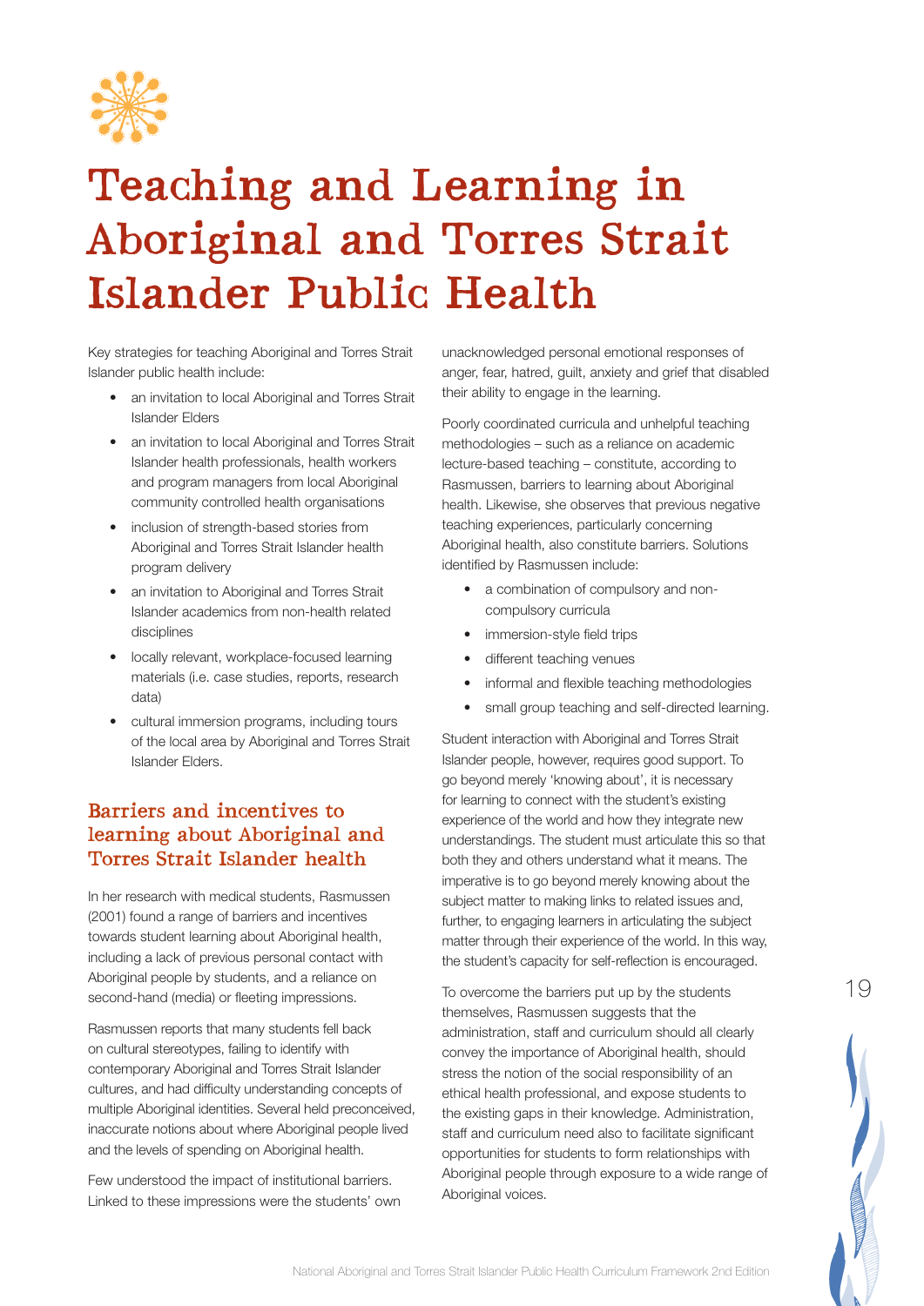# Teaching and Learning in Aboriginal and Torres Strait Islander Public Health

Key strategies for teaching Aboriginal and Torres Strait Islander public health include:

- an invitation to local Aboriginal and Torres Strait Islander Elders
- an invitation to local Aboriginal and Torres Strait Islander health professionals, health workers and program managers from local Aboriginal community controlled health organisations
- inclusion of strength-based stories from Aboriginal and Torres Strait Islander health program delivery
- an invitation to Aboriginal and Torres Strait Islander academics from non-health related disciplines
- locally relevant, workplace-focused learning materials (i.e. case studies, reports, research data)
- cultural immersion programs, including tours of the local area by Aboriginal and Torres Strait Islander Elders.

## Barriers and incentives to learning about Aboriginal and Torres Strait Islander health

In her research with medical students, Rasmussen (2001) found a range of barriers and incentives towards student learning about Aboriginal health, including a lack of previous personal contact with Aboriginal people by students, and a reliance on second-hand (media) or fleeting impressions.

Rasmussen reports that many students fell back on cultural stereotypes, failing to identify with contemporary Aboriginal and Torres Strait Islander cultures, and had difficulty understanding concepts of multiple Aboriginal identities. Several held preconceived, inaccurate notions about where Aboriginal people lived and the levels of spending on Aboriginal health.

Few understood the impact of institutional barriers. Linked to these impressions were the students' own unacknowledged personal emotional responses of anger, fear, hatred, guilt, anxiety and grief that disabled their ability to engage in the learning.

Poorly coordinated curricula and unhelpful teaching methodologies – such as a reliance on academic lecture-based teaching – constitute, according to Rasmussen, barriers to learning about Aboriginal health. Likewise, she observes that previous negative teaching experiences, particularly concerning Aboriginal health, also constitute barriers. Solutions identified by Rasmussen include:

- a combination of compulsory and non-compulsory curricula
- immersion-style field trips
- different teaching venues
- informal and flexible teaching methodologies
- small group teaching and self-directed learning.

Student interaction with Aboriginal and Torres Strait Islander people, however, requires good support. To go beyond merely 'knowing about', it is necessary for learning to connect with the student's existing experience of the world and how they integrate new understandings. The student must articulate this so that both they and others understand what it means. The imperative is to go beyond merely knowing about the subject matter to making links to related issues and, further, to engaging learners in articulating the subject matter through their experience of the world. In this way, the student's capacity for self-reflection is encouraged.

To overcome the barriers put up by the students themselves, Rasmussen suggests that the administration, staff and curriculum should all clearly convey the importance of Aboriginal health, should stress the notion of the social responsibility of an ethical health professional, and expose students to the existing gaps in their knowledge. Administration, staff and curriculum need also to facilitate significant opportunities for students to form relationships with Aboriginal people through exposure to a wide range of Aboriginal voices.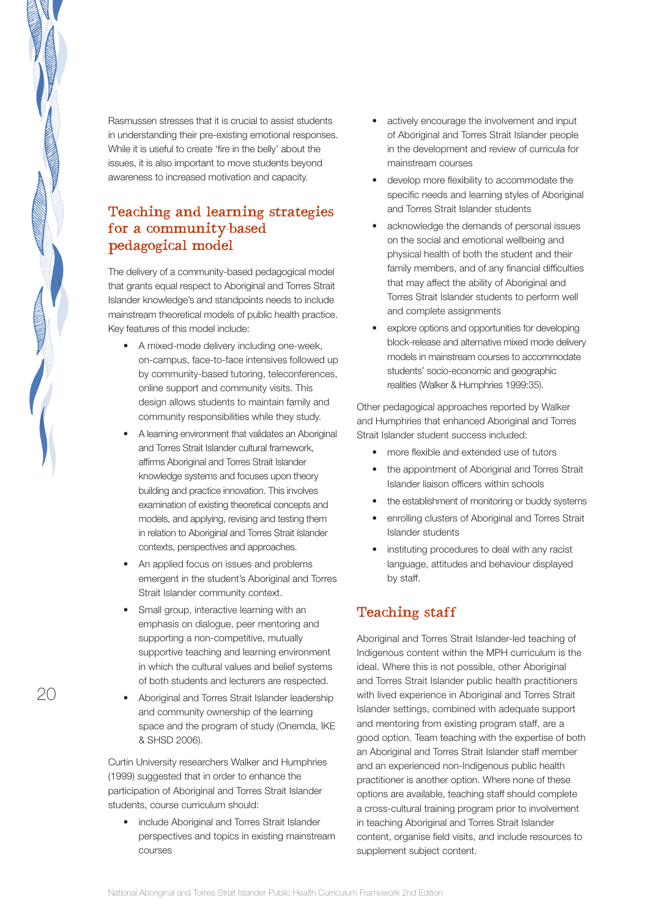Rasmussen stresses that it is crucial to assist students in understanding their pre-existing emotional responses. While it is useful to create 'fire in the belly' about the issues, it is also important to move students beyond awareness to increased motivation and capacity.

## Teaching and learning strategies for a community-based pedagogical model

The delivery of a community-based pedagogical model that grants equal respect to Aboriginal and Torres Strait Islander knowledge's and standpoints needs to include mainstream theoretical models of public health practice. Key features of this model include:

- A mixed-mode delivery including one-week, on-campus, face-to-face intensives followed up by community-based tutoring, teleconferences, online support and community visits. This design allows students to maintain family and community responsibilities while they study.
- A learning environment that validates an Aboriginal and Torres Strait Islander cultural framework, affirms Aboriginal and Torres Strait Islander knowledge systems and focuses upon theory building and practice innovation. This involves examination of existing theoretical concepts and models, and applying, revising and testing them in relation to Aboriginal and Torres Strait Islander contexts, perspectives and approaches.
- An applied focus on issues and problems emergent in the student's Aboriginal and Torres Strait Islander community context.
- Small group, interactive learning with an emphasis on dialogue, peer mentoring and supporting a non-competitive, mutually supportive teaching and learning environment in which the cultural values and belief systems of both students and lecturers are respected.
- Aboriginal and Torres Strait Islander leadership and community ownership of the learning space and the program of study (Onemda, IKE & SHSD 2006).

Curtin University researchers Walker and Humphries (1999) suggested that in order to enhance the participation of Aboriginal and Torres Strait Islander students, course curriculum should:

- include Aboriginal and Torres Strait Islander perspectives and topics in existing mainstream courses
- actively encourage the involvement and input of Aboriginal and Torres Strait Islander people in the development and review of curricula for mainstream courses
- develop more flexibility to accommodate the specific needs and learning styles of Aboriginal and Torres Strait Islander students
- acknowledge the demands of personal issues on the social and emotional wellbeing and physical health of both the student and their family members, and of any financial difficulties that may affect the ability of Aboriginal and Torres Strait Islander students to perform well and complete assignments
- explore options and opportunities for developing block-release and alternative mixed mode delivery models in mainstream courses to accommodate students' socio-economic and geographic realities (Walker & Humphries 1999:35).

Other pedagogical approaches reported by Walker and Humphries that enhanced Aboriginal and Torres Strait Islander student success included:

- more flexible and extended use of tutors
- the appointment of Aboriginal and Torres Strait Islander liaison officers within schools
- the establishment of monitoring or buddy systems
- enrolling clusters of Aboriginal and Torres Strait Islander students
- instituting procedures to deal with any racist language, attitudes and behaviour displayed by staff.

## Teaching staff

Aboriginal and Torres Strait Islander-led teaching of Indigenous content within the MPH curriculum is the ideal. Where this is not possible, other Aboriginal and Torres Strait Islander public health practitioners with lived experience in Aboriginal and Torres Strait Islander settings, combined with adequate support and mentoring from existing program staff, are a good option. Team teaching with the expertise of both an Aboriginal and Torres Strait Islander staff member and an experienced non-Indigenous public health practitioner is another option. Where none of these options are available, teaching staff should complete a cross-cultural training program prior to involvement in teaching Aboriginal and Torres Strait Islander content, organise field visits, and include resources to supplement subject content.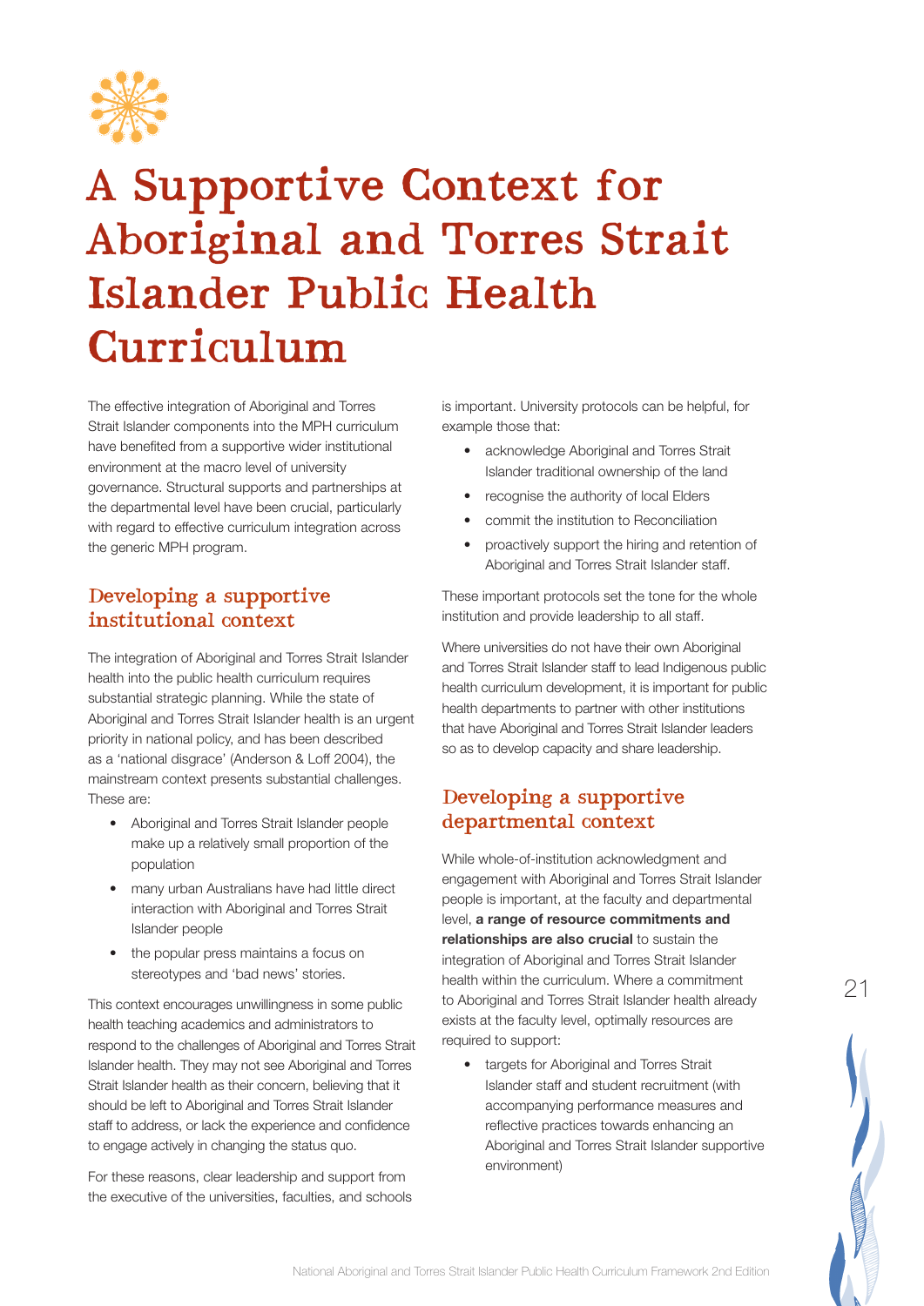# A Supportive Context for Aboriginal and Torres Strait Islander Public Health Curriculum

The effective integration of Aboriginal and Torres Strait Islander components into the MPH curriculum have benefited from a supportive wider institutional environment at the macro level of university governance. Structural supports and partnerships at the departmental level have been crucial, particularly with regard to effective curriculum integration across the generic MPH program.

## Developing a supportive institutional context

The integration of Aboriginal and Torres Strait Islander health into the public health curriculum requires substantial strategic planning. While the state of Aboriginal and Torres Strait Islander health is an urgent priority in national policy, and has been described as a 'national disgrace' (Anderson & Loff 2004), the mainstream context presents substantial challenges. These are:

- Aboriginal and Torres Strait Islander people make up a relatively small proportion of the population
- many urban Australians have had little direct interaction with Aboriginal and Torres Strait Islander people
- the popular press maintains a focus on stereotypes and 'bad news' stories.

This context encourages unwillingness in some public health teaching academics and administrators to respond to the challenges of Aboriginal and Torres Strait Islander health. They may not see Aboriginal and Torres Strait Islander health as their concern, believing that it should be left to Aboriginal and Torres Strait Islander staff to address, or lack the experience and confidence to engage actively in changing the status quo.

For these reasons, clear leadership and support from the executive of the universities, faculties, and schools is important. University protocols can be helpful, for example those that:

- acknowledge Aboriginal and Torres Strait Islander traditional ownership of the land
- recognise the authority of local Elders
- commit the institution to Reconciliation
- proactively support the hiring and retention of Aboriginal and Torres Strait Islander staff.

These important protocols set the tone for the whole institution and provide leadership to all staff.

Where universities do not have their own Aboriginal and Torres Strait Islander staff to lead Indigenous public health curriculum development, it is important for public health departments to partner with other institutions that have Aboriginal and Torres Strait Islander leaders so as to develop capacity and share leadership.

## Developing a supportive departmental context

While whole-of-institution acknowledgment and engagement with Aboriginal and Torres Strait Islander people is important, at the faculty and departmental level, **a range of resource commitments and relationships are also crucial** to sustain the integration of Aboriginal and Torres Strait Islander health within the curriculum. Where a commitment to Aboriginal and Torres Strait Islander health already exists at the faculty level, optimally resources are required to support:

- targets for Aboriginal and Torres Strait Islander staff and student recruitment (with accompanying performance measures and reflective practices towards enhancing an Aboriginal and Torres Strait Islander supportive environment)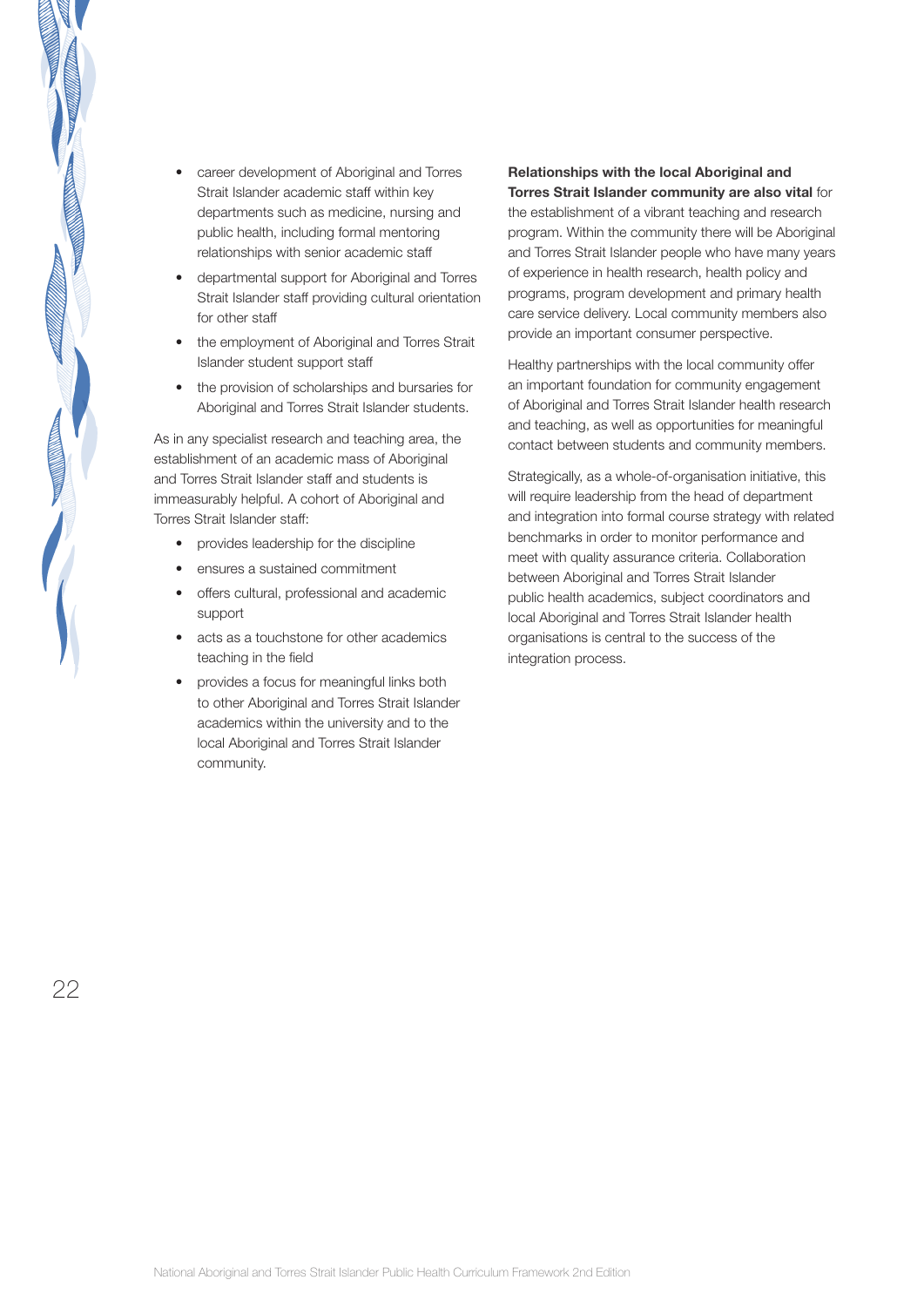- career development of Aboriginal and Torres Strait Islander academic staff within key departments such as medicine, nursing and public health, including formal mentoring relationships with senior academic staff
- departmental support for Aboriginal and Torres Strait Islander staff providing cultural orientation for other staff
- the employment of Aboriginal and Torres Strait Islander student support staff
- the provision of scholarships and bursaries for Aboriginal and Torres Strait Islander students.

As in any specialist research and teaching area, the establishment of an academic mass of Aboriginal and Torres Strait Islander staff and students is immeasurably helpful. A cohort of Aboriginal and Torres Strait Islander staff:

- provides leadership for the discipline
- ensures a sustained commitment
- offers cultural, professional and academic support
- acts as a touchstone for other academics teaching in the field
- provides a focus for meaningful links both to other Aboriginal and Torres Strait Islander academics within the university and to the local Aboriginal and Torres Strait Islander community.

**Relationships with the local Aboriginal and Torres Strait Islander community are also vital** for the establishment of a vibrant teaching and research program. Within the community there will be Aboriginal and Torres Strait Islander people who have many years of experience in health research, health policy and programs, program development and primary health care service delivery. Local community members also provide an important consumer perspective.

Healthy partnerships with the local community offer an important foundation for community engagement of Aboriginal and Torres Strait Islander health research and teaching, as well as opportunities for meaningful contact between students and community members.

Strategically, as a whole-of-organisation initiative, this will require leadership from the head of department and integration into formal course strategy with related benchmarks in order to monitor performance and meet with quality assurance criteria. Collaboration between Aboriginal and Torres Strait Islander public health academics, subject coordinators and local Aboriginal and Torres Strait Islander health organisations is central to the success of the integration process.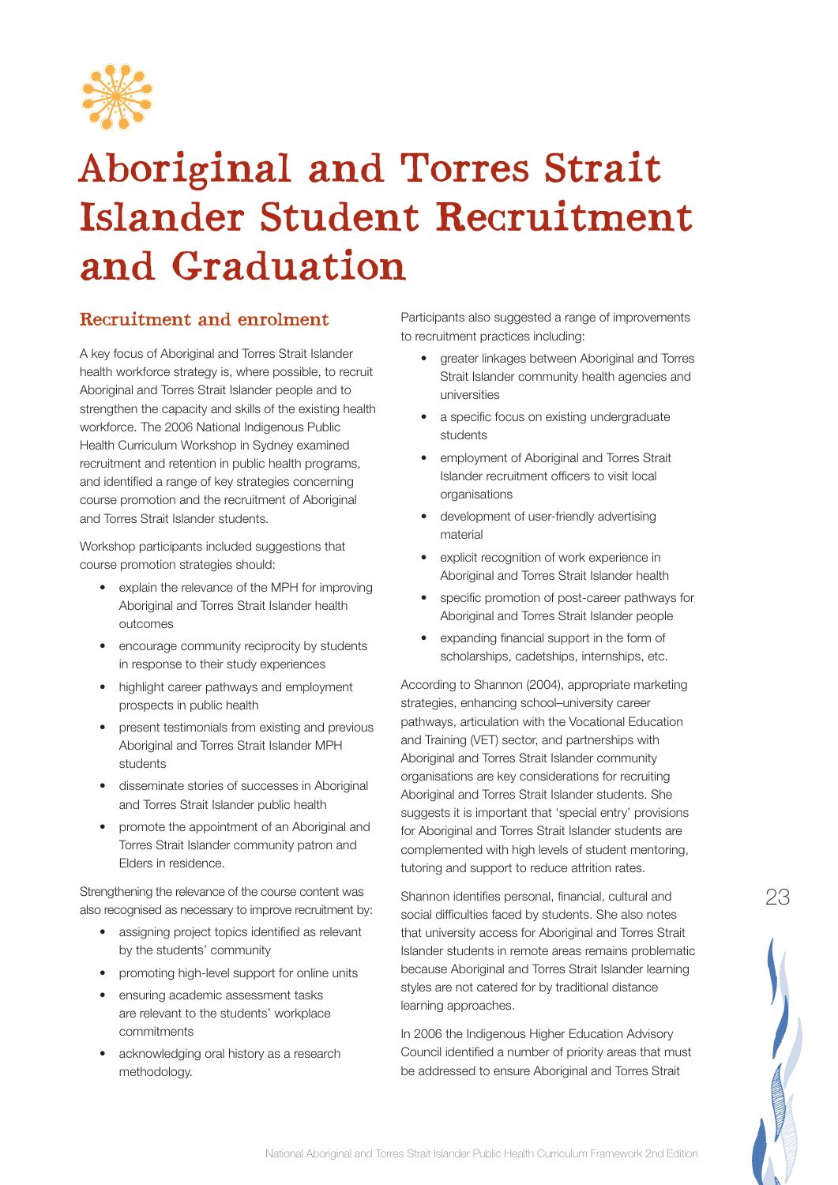# Aboriginal and Torres Strait Islander Student Recruitment and Graduation

## Recruitment and enrolment

A key focus of Aboriginal and Torres Strait Islander health workforce strategy is, where possible, to recruit Aboriginal and Torres Strait Islander people and to strengthen the capacity and skills of the existing health workforce. The 2006 National Indigenous Public Health Curriculum Workshop in Sydney examined recruitment and retention in public health programs, and identified a range of key strategies concerning course promotion and the recruitment of Aboriginal and Torres Strait Islander students.

Workshop participants included suggestions that course promotion strategies should:

- explain the relevance of the MPH for improving Aboriginal and Torres Strait Islander health outcomes
- encourage community reciprocity by students in response to their study experiences
- highlight career pathways and employment prospects in public health
- present testimonials from existing and previous Aboriginal and Torres Strait Islander MPH students
- disseminate stories of successes in Aboriginal and Torres Strait Islander public health
- promote the appointment of an Aboriginal and Torres Strait Islander community patron and Elders in residence.

Strengthening the relevance of the course content was also recognised as necessary to improve recruitment by:

- assigning project topics identified as relevant by the students' community
- promoting high-level support for online units
- ensuring academic assessment tasks are relevant to the students' workplace commitments
- acknowledging oral history as a research methodology.

Participants also suggested a range of improvements to recruitment practices including:

- greater linkages between Aboriginal and Torres Strait Islander community health agencies and universities
- a specific focus on existing undergraduate students
- employment of Aboriginal and Torres Strait Islander recruitment officers to visit local organisations
- development of user-friendly advertising material
- explicit recognition of work experience in Aboriginal and Torres Strait Islander health
- specific promotion of post-career pathways for Aboriginal and Torres Strait Islander people
- expanding financial support in the form of scholarships, cadetships, internships, etc.

According to Shannon (2004), appropriate marketing strategies, enhancing school–university career pathways, articulation with the Vocational Education and Training (VET) sector, and partnerships with Aboriginal and Torres Strait Islander community organisations are key considerations for recruiting Aboriginal and Torres Strait Islander students. She suggests it is important that 'special entry' provisions for Aboriginal and Torres Strait Islander students are complemented with high levels of student mentoring, tutoring and support to reduce attrition rates.

Shannon identifies personal, financial, cultural and social difficulties faced by students. She also notes that university access for Aboriginal and Torres Strait Islander students in remote areas remains problematic because Aboriginal and Torres Strait Islander learning styles are not catered for by traditional distance learning approaches.

In 2006 the Indigenous Higher Education Advisory Council identified a number of priority areas that must be addressed to ensure Aboriginal and Torres Strait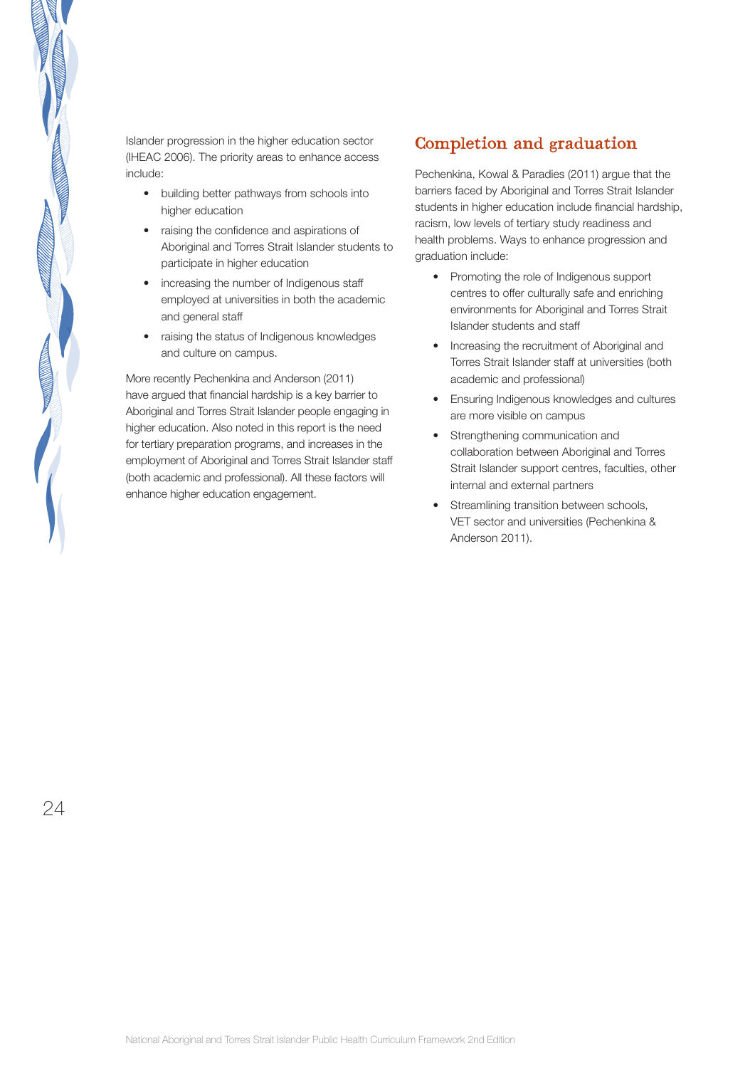Islander progression in the higher education sector (IHEAC 2006). The priority areas to enhance access include:

- building better pathways from schools into higher education
- raising the confidence and aspirations of Aboriginal and Torres Strait Islander students to participate in higher education
- increasing the number of Indigenous staff employed at universities in both the academic and general staff
- raising the status of Indigenous knowledges and culture on campus.

More recently Pechenkina and Anderson (2011) have argued that financial hardship is a key barrier to Aboriginal and Torres Strait Islander people engaging in higher education. Also noted in this report is the need for tertiary preparation programs, and increases in the employment of Aboriginal and Torres Strait Islander staff (both academic and professional). All these factors will enhance higher education engagement.

## Completion and graduation

Pechenkina, Kowal & Paradies (2011) argue that the barriers faced by Aboriginal and Torres Strait Islander students in higher education include financial hardship, racism, low levels of tertiary study readiness and health problems. Ways to enhance progression and graduation include:

- Promoting the role of Indigenous support centres to offer culturally safe and enriching environments for Aboriginal and Torres Strait Islander students and staff
- Increasing the recruitment of Aboriginal and Torres Strait Islander staff at universities (both academic and professional)
- Ensuring Indigenous knowledges and cultures are more visible on campus
- Strengthening communication and collaboration between Aboriginal and Torres Strait Islander support centres, faculties, other internal and external partners
- Streamlining transition between schools, VET sector and universities (Pechenkina & Anderson 2011).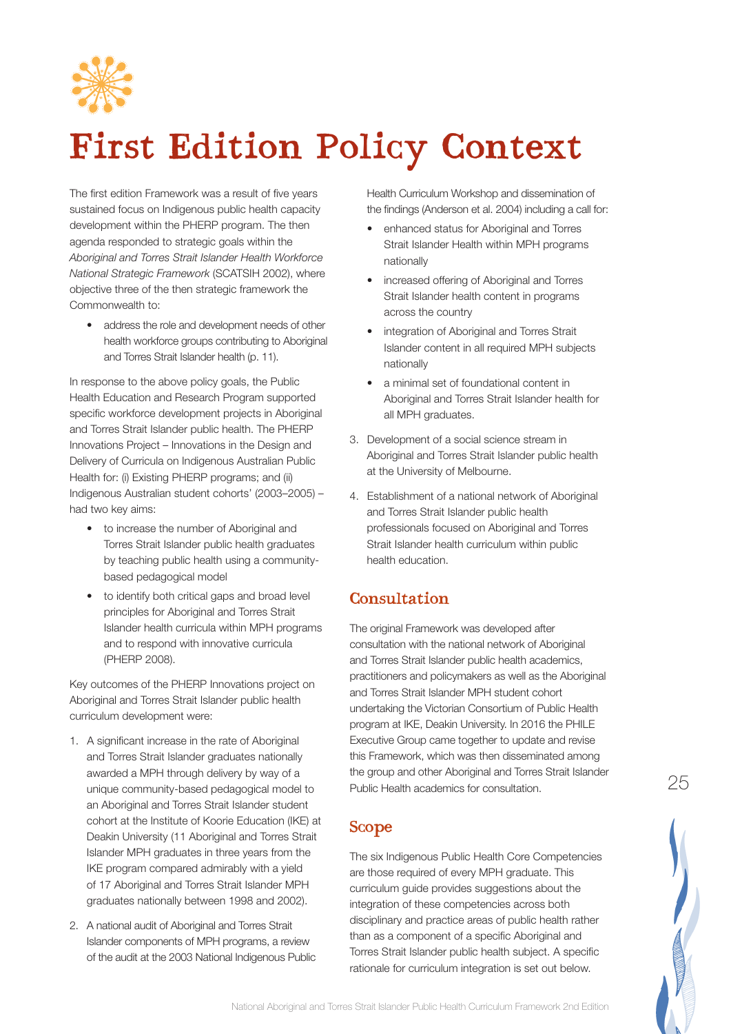# First Edition Policy Context

The first edition Framework was a result of five years sustained focus on Indigenous public health capacity development within the PHERP program. The then agenda responded to strategic goals within the *Aboriginal and Torres Strait Islander Health Workforce National Strategic Framework* (SCATSIH 2002), where objective three of the then strategic framework the Commonwealth to:

- address the role and development needs of other health workforce groups contributing to Aboriginal and Torres Strait Islander health (p. 11).

In response to the above policy goals, the Public Health Education and Research Program supported specific workforce development projects in Aboriginal and Torres Strait Islander public health. The PHERP Innovations Project – Innovations in the Design and Delivery of Curricula on Indigenous Australian Public Health for: (i) Existing PHERP programs; and (ii) Indigenous Australian student cohorts' (2003–2005) – had two key aims:

- to increase the number of Aboriginal and Torres Strait Islander public health graduates by teaching public health using a community-based pedagogical model
- to identify both critical gaps and broad level principles for Aboriginal and Torres Strait Islander health curricula within MPH programs and to respond with innovative curricula (PHERP 2008).

Key outcomes of the PHERP Innovations project on Aboriginal and Torres Strait Islander public health curriculum development were:

1. A significant increase in the rate of Aboriginal and Torres Strait Islander graduates nationally awarded a MPH through delivery by way of a unique community-based pedagogical model to an Aboriginal and Torres Strait Islander student cohort at the Institute of Koorie Education (IKE) at Deakin University (11 Aboriginal and Torres Strait Islander MPH graduates in three years from the IKE program compared admirably with a yield of 17 Aboriginal and Torres Strait Islander MPH graduates nationally between 1998 and 2002).
2. A national audit of Aboriginal and Torres Strait Islander components of MPH programs, a review of the audit at the 2003 National Indigenous Public Health Curriculum Workshop and dissemination of the findings (Anderson et al. 2004) including a call for:
   - enhanced status for Aboriginal and Torres Strait Islander Health within MPH programs nationally
   - increased offering of Aboriginal and Torres Strait Islander health content in programs across the country
   - integration of Aboriginal and Torres Strait Islander content in all required MPH subjects nationally
   - a minimal set of foundational content in Aboriginal and Torres Strait Islander health for all MPH graduates.
3. Development of a social science stream in Aboriginal and Torres Strait Islander public health at the University of Melbourne.
4. Establishment of a national network of Aboriginal and Torres Strait Islander public health professionals focused on Aboriginal and Torres Strait Islander health curriculum within public health education.

## Consultation

The original Framework was developed after consultation with the national network of Aboriginal and Torres Strait Islander public health academics, practitioners and policymakers as well as the Aboriginal and Torres Strait Islander MPH student cohort undertaking the Victorian Consortium of Public Health program at IKE, Deakin University. In 2016 the PHILE Executive Group came together to update and revise this Framework, which was then disseminated among the group and other Aboriginal and Torres Strait Islander Public Health academics for consultation.

## Scope

The six Indigenous Public Health Core Competencies are those required of every MPH graduate. This curriculum guide provides suggestions about the integration of these competencies across both disciplinary and practice areas of public health rather than as a component of a specific Aboriginal and Torres Strait Islander public health subject. A specific rationale for curriculum integration is set out below.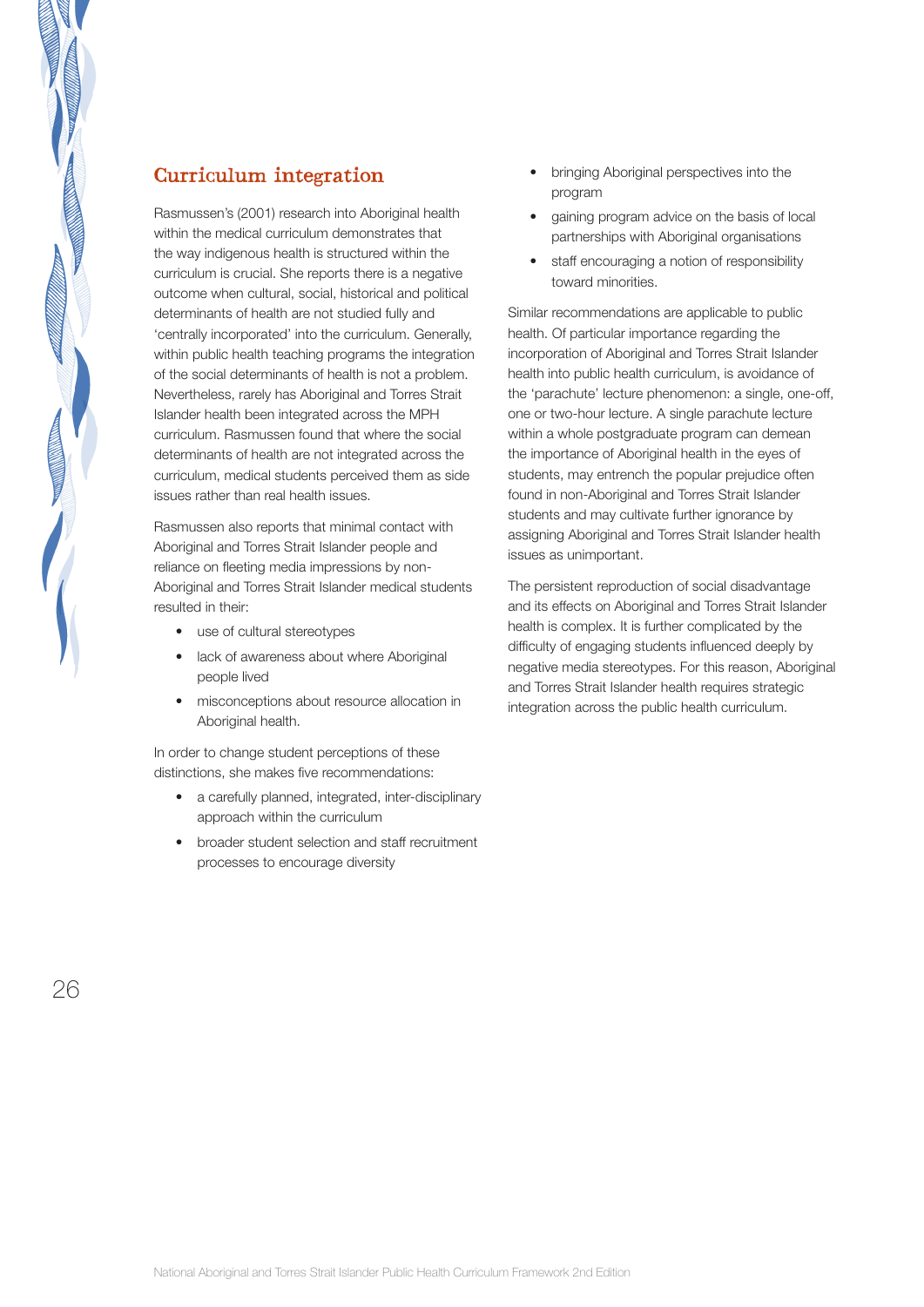## Curriculum integration

Rasmussen's (2001) research into Aboriginal health within the medical curriculum demonstrates that the way indigenous health is structured within the curriculum is crucial. She reports there is a negative outcome when cultural, social, historical and political determinants of health are not studied fully and 'centrally incorporated' into the curriculum. Generally, within public health teaching programs the integration of the social determinants of health is not a problem. Nevertheless, rarely has Aboriginal and Torres Strait Islander health been integrated across the MPH curriculum. Rasmussen found that where the social determinants of health are not integrated across the curriculum, medical students perceived them as side issues rather than real health issues.

Rasmussen also reports that minimal contact with Aboriginal and Torres Strait Islander people and reliance on fleeting media impressions by non-Aboriginal and Torres Strait Islander medical students resulted in their:

- use of cultural stereotypes
- lack of awareness about where Aboriginal people lived
- misconceptions about resource allocation in Aboriginal health.

In order to change student perceptions of these distinctions, she makes five recommendations:

- a carefully planned, integrated, inter-disciplinary approach within the curriculum
- broader student selection and staff recruitment processes to encourage diversity
- bringing Aboriginal perspectives into the program
- gaining program advice on the basis of local partnerships with Aboriginal organisations
- staff encouraging a notion of responsibility toward minorities.

Similar recommendations are applicable to public health. Of particular importance regarding the incorporation of Aboriginal and Torres Strait Islander health into public health curriculum, is avoidance of the 'parachute' lecture phenomenon: a single, one-off, one or two-hour lecture. A single parachute lecture within a whole postgraduate program can demean the importance of Aboriginal health in the eyes of students, may entrench the popular prejudice often found in non-Aboriginal and Torres Strait Islander students and may cultivate further ignorance by assigning Aboriginal and Torres Strait Islander health issues as unimportant.

The persistent reproduction of social disadvantage and its effects on Aboriginal and Torres Strait Islander health is complex. It is further complicated by the difficulty of engaging students influenced deeply by negative media stereotypes. For this reason, Aboriginal and Torres Strait Islander health requires strategic integration across the public health curriculum.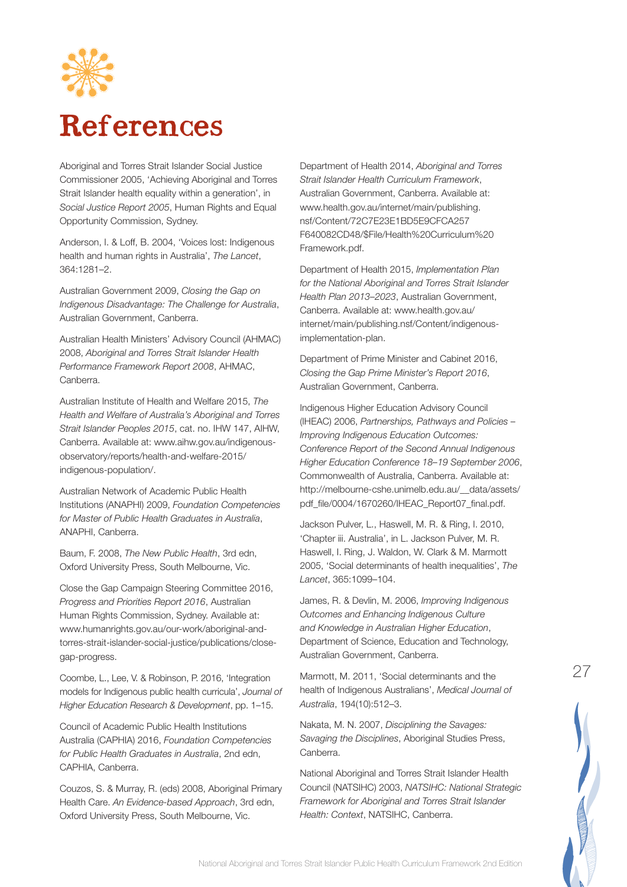# References

Aboriginal and Torres Strait Islander Social Justice Commissioner 2005, 'Achieving Aboriginal and Torres Strait Islander health equality within a generation', in *Social Justice Report 2005*, Human Rights and Equal Opportunity Commission, Sydney.

Anderson, I. & Loff, B. 2004, 'Voices lost: Indigenous health and human rights in Australia', *The Lancet*, 364:1281–2.

Australian Government 2009, *Closing the Gap on Indigenous Disadvantage: The Challenge for Australia*, Australian Government, Canberra.

Australian Health Ministers' Advisory Council (AHMAC) 2008, *Aboriginal and Torres Strait Islander Health Performance Framework Report 2008*, AHMAC, Canberra.

Australian Institute of Health and Welfare 2015, *The Health and Welfare of Australia's Aboriginal and Torres Strait Islander Peoples 2015*, cat. no. IHW 147, AIHW, Canberra. Available at: www.aihw.gov.au/indigenous-observatory/reports/health-and-welfare-2015/indigenous-population/.

Australian Network of Academic Public Health Institutions (ANAPHI) 2009, *Foundation Competencies for Master of Public Health Graduates in Australia*, ANAPHI, Canberra.

Baum, F. 2008, *The New Public Health*, 3rd edn, Oxford University Press, South Melbourne, Vic.

Close the Gap Campaign Steering Committee 2016, *Progress and Priorities Report 2016*, Australian Human Rights Commission, Sydney. Available at: www.humanrights.gov.au/our-work/aboriginal-and-torres-strait-islander-social-justice/publications/close-gap-progress.

Coombe, L., Lee, V. & Robinson, P. 2016, 'Integration models for Indigenous public health curricula', *Journal of Higher Education Research & Development*, pp. 1–15.

Council of Academic Public Health Institutions Australia (CAPHIA) 2016, *Foundation Competencies for Public Health Graduates in Australia*, 2nd edn, CAPHIA, Canberra.

Couzos, S. & Murray, R. (eds) 2008, Aboriginal Primary Health Care. *An Evidence-based Approach*, 3rd edn, Oxford University Press, South Melbourne, Vic.

Department of Health 2014, *Aboriginal and Torres Strait Islander Health Curriculum Framework*, Australian Government, Canberra. Available at: www.health.gov.au/internet/main/publishing.nsf/Content/72C7E23E1BD5E9CFCA257F640082CD48/$File/Health%20Curriculum%20Framework.pdf.

Department of Health 2015, *Implementation Plan for the National Aboriginal and Torres Strait Islander Health Plan 2013–2023*, Australian Government, Canberra. Available at: www.health.gov.au/internet/main/publishing.nsf/Content/indigenous-implementation-plan.

Department of Prime Minister and Cabinet 2016, *Closing the Gap Prime Minister's Report 2016*, Australian Government, Canberra.

Indigenous Higher Education Advisory Council (IHEAC) 2006, *Partnerships, Pathways and Policies – Improving Indigenous Education Outcomes: Conference Report of the Second Annual Indigenous Higher Education Conference 18–19 September 2006*, Commonwealth of Australia, Canberra. Available at: http://melbourne-cshe.unimelb.edu.au/__data/assets/pdf_file/0004/1670260/IHEAC_Report07_final.pdf.

Jackson Pulver, L., Haswell, M. R. & Ring, I. 2010, 'Chapter iii. Australia', in L. Jackson Pulver, M. R. Haswell, I. Ring, J. Waldon, W. Clark & M. Marmott 2005, 'Social determinants of health inequalities', *The Lancet*, 365:1099–104.

James, R. & Devlin, M. 2006, *Improving Indigenous Outcomes and Enhancing Indigenous Culture and Knowledge in Australian Higher Education*, Department of Science, Education and Technology, Australian Government, Canberra.

Marmott, M. 2011, 'Social determinants and the health of Indigenous Australians', *Medical Journal of Australia*, 194(10):512–3.

Nakata, M. N. 2007, *Disciplining the Savages: Savaging the Disciplines*, Aboriginal Studies Press, Canberra.

National Aboriginal and Torres Strait Islander Health Council (NATSIHC) 2003, *NATSIHC: National Strategic Framework for Aboriginal and Torres Strait Islander Health: Context*, NATSIHC, Canberra.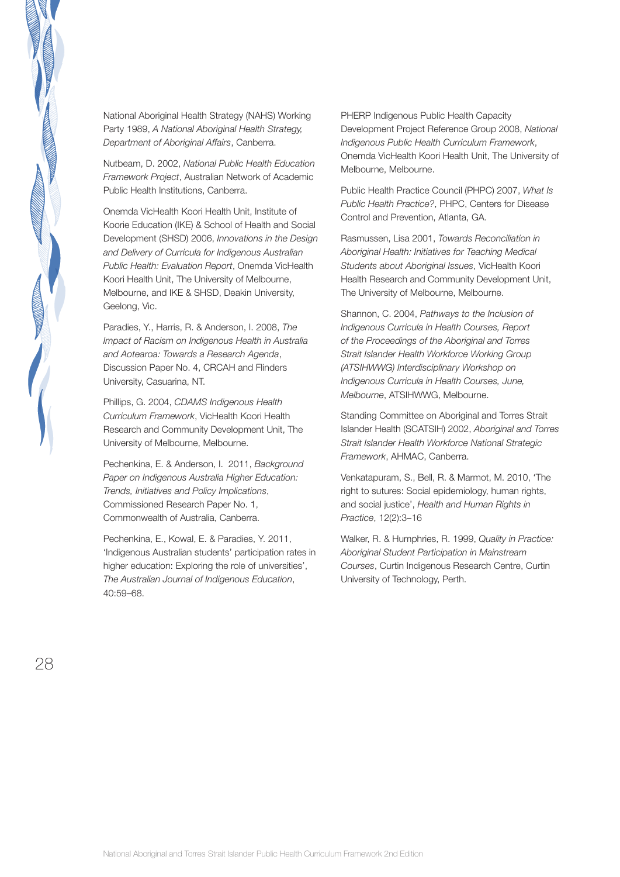National Aboriginal Health Strategy (NAHS) Working Party 1989, *A National Aboriginal Health Strategy, Department of Aboriginal Affairs*, Canberra.

Nutbeam, D. 2002, *National Public Health Education Framework Project*, Australian Network of Academic Public Health Institutions, Canberra.

Onemda VicHealth Koori Health Unit, Institute of Koorie Education (IKE) & School of Health and Social Development (SHSD) 2006, *Innovations in the Design and Delivery of Curricula for Indigenous Australian Public Health: Evaluation Report*, Onemda VicHealth Koori Health Unit, The University of Melbourne, Melbourne, and IKE & SHSD, Deakin University, Geelong, Vic.

Paradies, Y., Harris, R. & Anderson, I. 2008, *The Impact of Racism on Indigenous Health in Australia and Aotearoa: Towards a Research Agenda*, Discussion Paper No. 4, CRCAH and Flinders University, Casuarina, NT.

Phillips, G. 2004, *CDAMS Indigenous Health Curriculum Framework*, VicHealth Koori Health Research and Community Development Unit, The University of Melbourne, Melbourne.

Pechenkina, E. & Anderson, I. 2011, *Background Paper on Indigenous Australia Higher Education: Trends, Initiatives and Policy Implications*, Commissioned Research Paper No. 1, Commonwealth of Australia, Canberra.

Pechenkina, E., Kowal, E. & Paradies, Y. 2011, 'Indigenous Australian students' participation rates in higher education: Exploring the role of universities', *The Australian Journal of Indigenous Education*, 40:59–68.

PHERP Indigenous Public Health Capacity Development Project Reference Group 2008, *National Indigenous Public Health Curriculum Framework*, Onemda VicHealth Koori Health Unit, The University of Melbourne, Melbourne.

Public Health Practice Council (PHPC) 2007, *What Is Public Health Practice?*, PHPC, Centers for Disease Control and Prevention, Atlanta, GA.

Rasmussen, Lisa 2001, *Towards Reconciliation in Aboriginal Health: Initiatives for Teaching Medical Students about Aboriginal Issues*, VicHealth Koori Health Research and Community Development Unit, The University of Melbourne, Melbourne.

Shannon, C. 2004, *Pathways to the Inclusion of Indigenous Curricula in Health Courses, Report of the Proceedings of the Aboriginal and Torres Strait Islander Health Workforce Working Group (ATSIHWWG) Interdisciplinary Workshop on Indigenous Curricula in Health Courses, June, Melbourne*, ATSIHWWG, Melbourne.

Standing Committee on Aboriginal and Torres Strait Islander Health (SCATSIH) 2002, *Aboriginal and Torres Strait Islander Health Workforce National Strategic Framework*, AHMAC, Canberra.

Venkatapuram, S., Bell, R. & Marmot, M. 2010, 'The right to sutures: Social epidemiology, human rights, and social justice', *Health and Human Rights in Practice*, 12(2):3–16

Walker, R. & Humphries, R. 1999, *Quality in Practice: Aboriginal Student Participation in Mainstream Courses*, Curtin Indigenous Research Centre, Curtin University of Technology, Perth.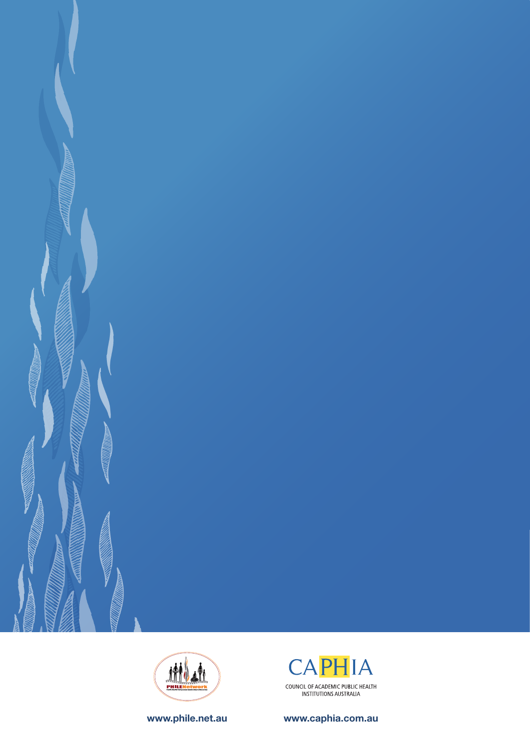CAPHIA

COUNCIL OF ACADEMIC PUBLIC HEALTH INSTITUTIONS AUSTRALIA

www.phile.net.au

www.caphia.com.au